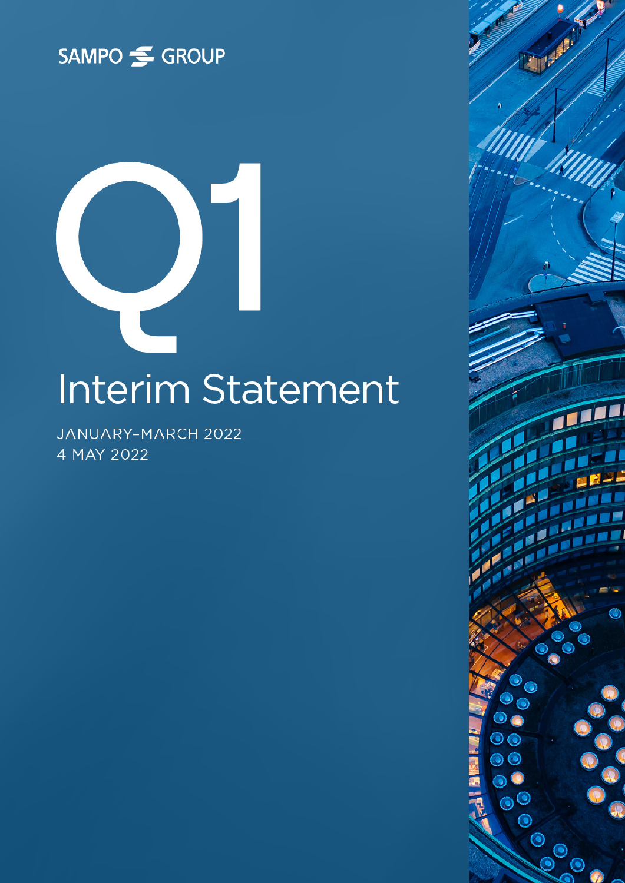SAMPO GROUP

# Q1

# Interim Statement

JANUARY–MARCH 2022

4 MAY 2022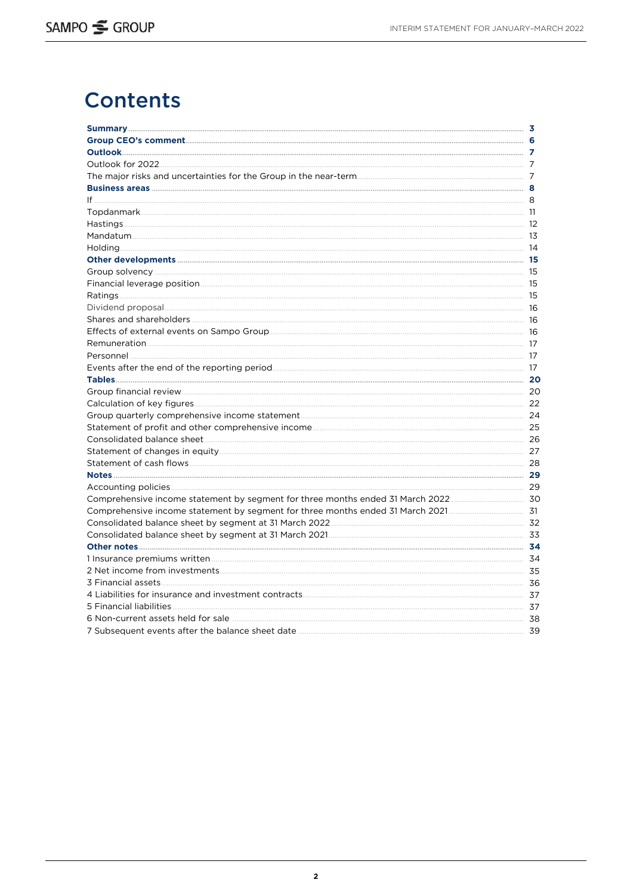# Contents

| | |
|---|---|
| **Summary** | **3** |
| **Group CEO's comment** | **6** |
| **Outlook** | **7** |
| Outlook for 2022 | 7 |
| The major risks and uncertainties for the Group in the near-term | 7 |
| **Business areas** | **8** |
| If | 8 |
| Topdanmark | 11 |
| Hastings | 12 |
| Mandatum | 13 |
| Holding | 14 |
| **Other developments** | **15** |
| Group solvency | 15 |
| Financial leverage position | 15 |
| Ratings | 15 |
| Dividend proposal | 16 |
| Shares and shareholders | 16 |
| Effects of external events on Sampo Group | 16 |
| Remuneration | 17 |
| Personnel | 17 |
| Events after the end of the reporting period | 17 |
| **Tables** | **20** |
| Group financial review | 20 |
| Calculation of key figures | 22 |
| Group quarterly comprehensive income statement | 24 |
| Statement of profit and other comprehensive income | 25 |
| Consolidated balance sheet | 26 |
| Statement of changes in equity | 27 |
| Statement of cash flows | 28 |
| **Notes** | **29** |
| Accounting policies | 29 |
| Comprehensive income statement by segment for three months ended 31 March 2022 | 30 |
| Comprehensive income statement by segment for three months ended 31 March 2021 | 31 |
| Consolidated balance sheet by segment at 31 March 2022 | 32 |
| Consolidated balance sheet by segment at 31 March 2021 | 33 |
| **Other notes** | **34** |
| 1 Insurance premiums written | 34 |
| 2 Net income from investments | 35 |
| 3 Financial assets | 36 |
| 4 Liabilities for insurance and investment contracts | 37 |
| 5 Financial liabilities | 37 |
| 6 Non-current assets held for sale | 38 |
| 7 Subsequent events after the balance sheet date | 39 |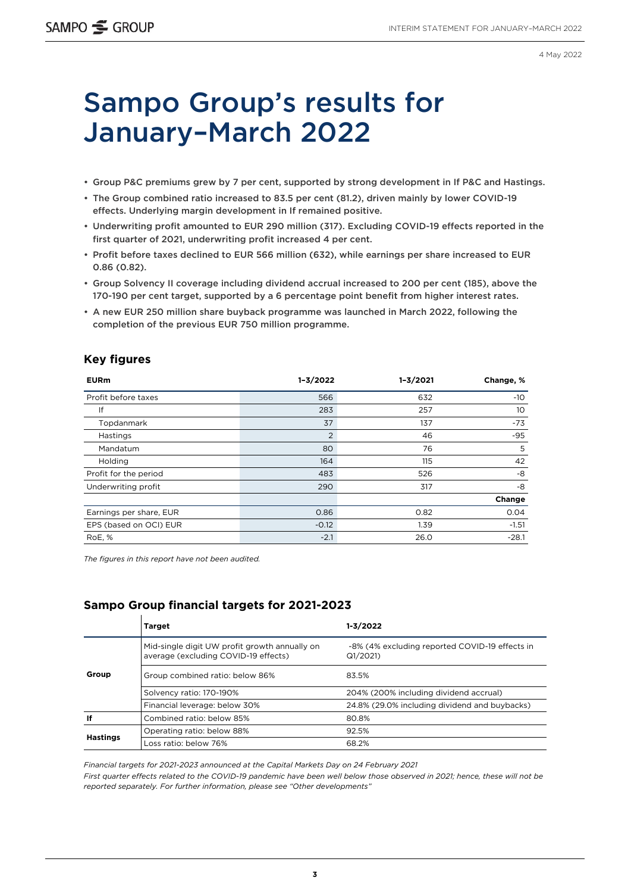4 May 2022

# Sampo Group's results for January–March 2022

- Group P&C premiums grew by 7 per cent, supported by strong development in If P&C and Hastings.
- The Group combined ratio increased to 83.5 per cent (81.2), driven mainly by lower COVID-19 effects. Underlying margin development in If remained positive.
- Underwriting profit amounted to EUR 290 million (317). Excluding COVID-19 effects reported in the first quarter of 2021, underwriting profit increased 4 per cent.
- Profit before taxes declined to EUR 566 million (632), while earnings per share increased to EUR 0.86 (0.82).
- Group Solvency II coverage including dividend accrual increased to 200 per cent (185), above the 170-190 per cent target, supported by a 6 percentage point benefit from higher interest rates.
- A new EUR 250 million share buyback programme was launched in March 2022, following the completion of the previous EUR 750 million programme.

## Key figures

| EURm | 1–3/2022 | 1–3/2021 | Change, % |
|---|---|---|---|
| Profit before taxes | 566 | 632 | -10 |
| If | 283 | 257 | 10 |
| Topdanmark | 37 | 137 | -73 |
| Hastings | 2 | 46 | -95 |
| Mandatum | 80 | 76 | 5 |
| Holding | 164 | 115 | 42 |
| Profit for the period | 483 | 526 | -8 |
| Underwriting profit | 290 | 317 | -8 |
| | | | **Change** |
| Earnings per share, EUR | 0.86 | 0.82 | 0.04 |
| EPS (based on OCI) EUR | -0.12 | 1.39 | -1.51 |
| RoE, % | -2.1 | 26.0 | -28.1 |

*The figures in this report have not been audited.*

## Sampo Group financial targets for 2021-2023

| | Target | 1-3/2022 |
|---|---|---|
| Group | Mid-single digit UW profit growth annually on average (excluding COVID-19 effects) | -8% (4% excluding reported COVID-19 effects in Q1/2021) |
| | Group combined ratio: below 86% | 83.5% |
| | Solvency ratio: 170-190% | 204% (200% including dividend accrual) |
| | Financial leverage: below 30% | 24.8% (29.0% including dividend and buybacks) |
| If | Combined ratio: below 85% | 80.8% |
| Hastings | Operating ratio: below 88% | 92.5% |
| | Loss ratio: below 76% | 68.2% |

*Financial targets for 2021-2023 announced at the Capital Markets Day on 24 February 2021*

*First quarter effects related to the COVID-19 pandemic have been well below those observed in 2021; hence, these will not be reported separately. For further information, please see "Other developments"*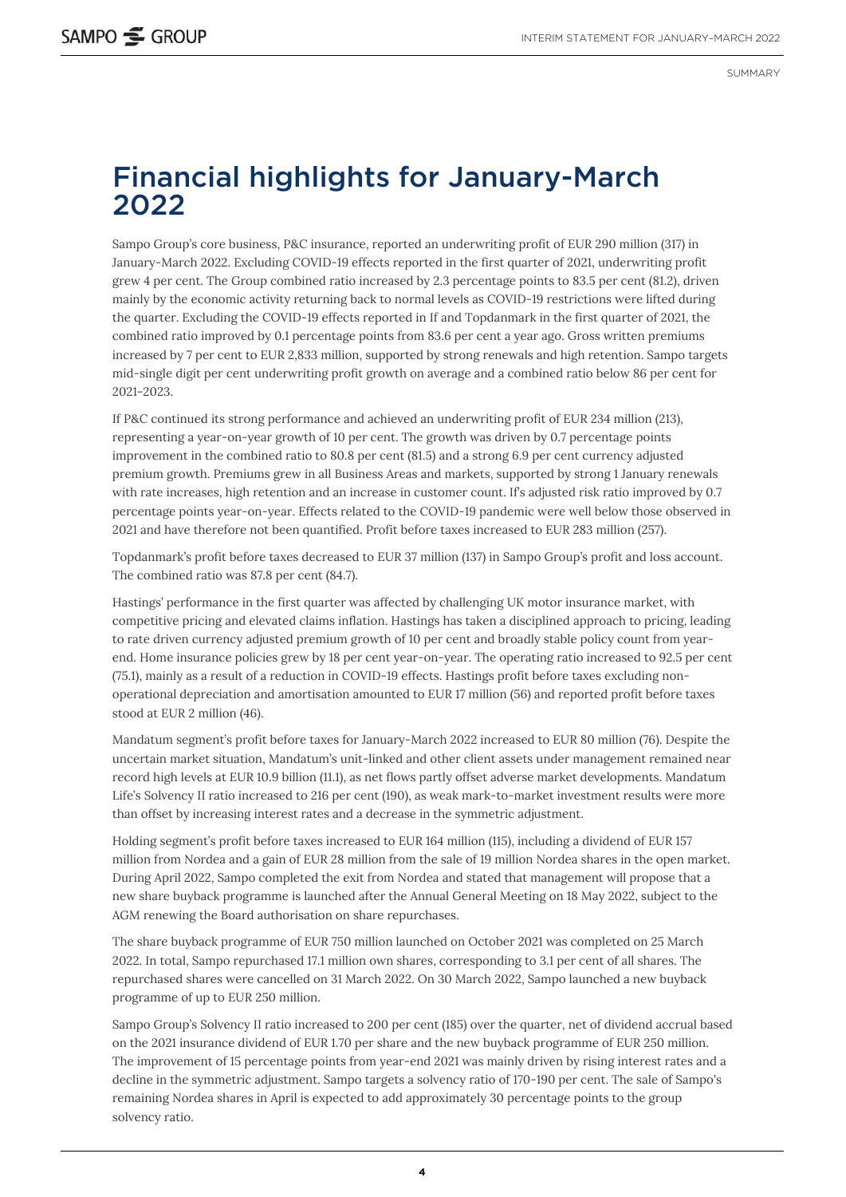# Financial highlights for January-March 2022

Sampo Group's core business, P&C insurance, reported an underwriting profit of EUR 290 million (317) in January-March 2022. Excluding COVID-19 effects reported in the first quarter of 2021, underwriting profit grew 4 per cent. The Group combined ratio increased by 2.3 percentage points to 83.5 per cent (81.2), driven mainly by the economic activity returning back to normal levels as COVID-19 restrictions were lifted during the quarter. Excluding the COVID-19 effects reported in If and Topdanmark in the first quarter of 2021, the combined ratio improved by 0.1 percentage points from 83.6 per cent a year ago. Gross written premiums increased by 7 per cent to EUR 2,833 million, supported by strong renewals and high retention. Sampo targets mid-single digit per cent underwriting profit growth on average and a combined ratio below 86 per cent for 2021-2023.

If P&C continued its strong performance and achieved an underwriting profit of EUR 234 million (213), representing a year-on-year growth of 10 per cent. The growth was driven by 0.7 percentage points improvement in the combined ratio to 80.8 per cent (81.5) and a strong 6.9 per cent currency adjusted premium growth. Premiums grew in all Business Areas and markets, supported by strong 1 January renewals with rate increases, high retention and an increase in customer count. If's adjusted risk ratio improved by 0.7 percentage points year-on-year. Effects related to the COVID-19 pandemic were well below those observed in 2021 and have therefore not been quantified. Profit before taxes increased to EUR 283 million (257).

Topdanmark's profit before taxes decreased to EUR 37 million (137) in Sampo Group's profit and loss account. The combined ratio was 87.8 per cent (84.7).

Hastings' performance in the first quarter was affected by challenging UK motor insurance market, with competitive pricing and elevated claims inflation. Hastings has taken a disciplined approach to pricing, leading to rate driven currency adjusted premium growth of 10 per cent and broadly stable policy count from year-end. Home insurance policies grew by 18 per cent year-on-year. The operating ratio increased to 92.5 per cent (75.1), mainly as a result of a reduction in COVID-19 effects. Hastings profit before taxes excluding non-operational depreciation and amortisation amounted to EUR 17 million (56) and reported profit before taxes stood at EUR 2 million (46).

Mandatum segment's profit before taxes for January-March 2022 increased to EUR 80 million (76). Despite the uncertain market situation, Mandatum's unit-linked and other client assets under management remained near record high levels at EUR 10.9 billion (11.1), as net flows partly offset adverse market developments. Mandatum Life's Solvency II ratio increased to 216 per cent (190), as weak mark-to-market investment results were more than offset by increasing interest rates and a decrease in the symmetric adjustment.

Holding segment's profit before taxes increased to EUR 164 million (115), including a dividend of EUR 157 million from Nordea and a gain of EUR 28 million from the sale of 19 million Nordea shares in the open market. During April 2022, Sampo completed the exit from Nordea and stated that management will propose that a new share buyback programme is launched after the Annual General Meeting on 18 May 2022, subject to the AGM renewing the Board authorisation on share repurchases.

The share buyback programme of EUR 750 million launched on October 2021 was completed on 25 March 2022. In total, Sampo repurchased 17.1 million own shares, corresponding to 3.1 per cent of all shares. The repurchased shares were cancelled on 31 March 2022. On 30 March 2022, Sampo launched a new buyback programme of up to EUR 250 million.

Sampo Group's Solvency II ratio increased to 200 per cent (185) over the quarter, net of dividend accrual based on the 2021 insurance dividend of EUR 1.70 per share and the new buyback programme of EUR 250 million. The improvement of 15 percentage points from year-end 2021 was mainly driven by rising interest rates and a decline in the symmetric adjustment. Sampo targets a solvency ratio of 170-190 per cent. The sale of Sampo's remaining Nordea shares in April is expected to add approximately 30 percentage points to the group solvency ratio.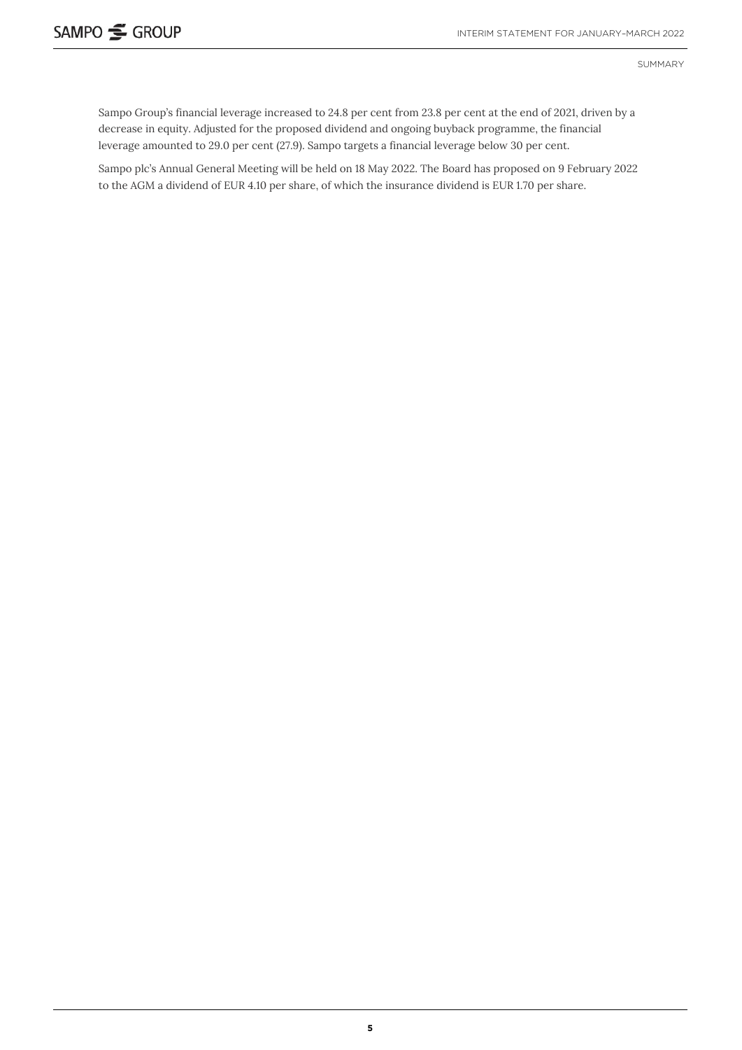Sampo Group's financial leverage increased to 24.8 per cent from 23.8 per cent at the end of 2021, driven by a decrease in equity. Adjusted for the proposed dividend and ongoing buyback programme, the financial leverage amounted to 29.0 per cent (27.9). Sampo targets a financial leverage below 30 per cent.

Sampo plc's Annual General Meeting will be held on 18 May 2022. The Board has proposed on 9 February 2022 to the AGM a dividend of EUR 4.10 per share, of which the insurance dividend is EUR 1.70 per share.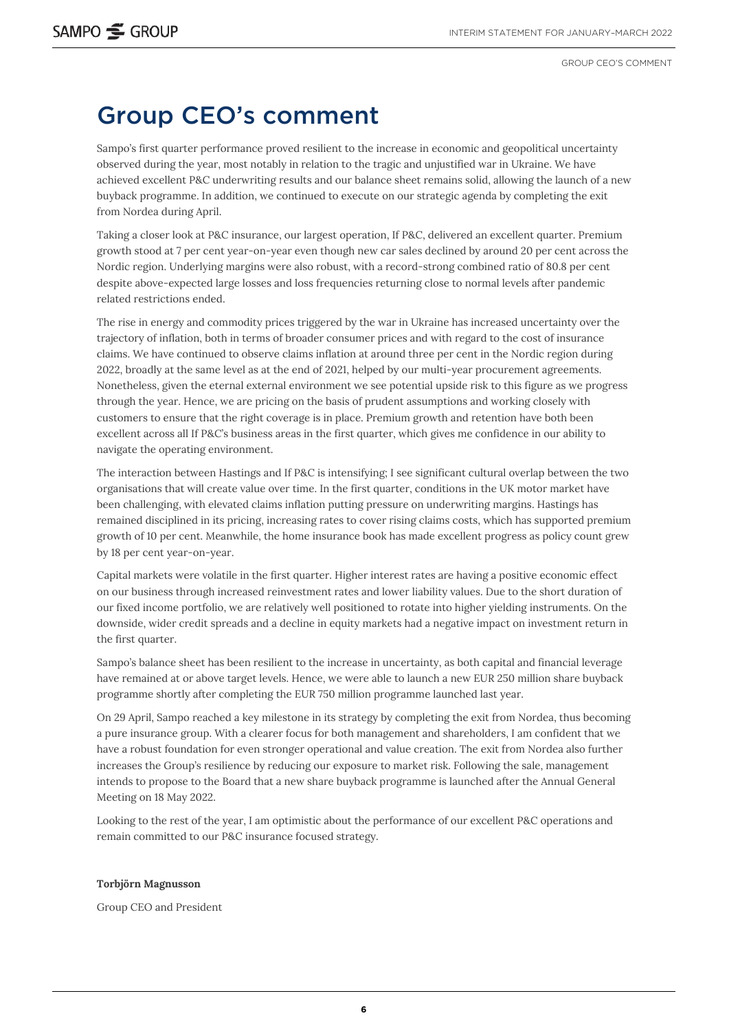# Group CEO's comment

Sampo's first quarter performance proved resilient to the increase in economic and geopolitical uncertainty observed during the year, most notably in relation to the tragic and unjustified war in Ukraine. We have achieved excellent P&C underwriting results and our balance sheet remains solid, allowing the launch of a new buyback programme. In addition, we continued to execute on our strategic agenda by completing the exit from Nordea during April.

Taking a closer look at P&C insurance, our largest operation, If P&C, delivered an excellent quarter. Premium growth stood at 7 per cent year-on-year even though new car sales declined by around 20 per cent across the Nordic region. Underlying margins were also robust, with a record-strong combined ratio of 80.8 per cent despite above-expected large losses and loss frequencies returning close to normal levels after pandemic related restrictions ended.

The rise in energy and commodity prices triggered by the war in Ukraine has increased uncertainty over the trajectory of inflation, both in terms of broader consumer prices and with regard to the cost of insurance claims. We have continued to observe claims inflation at around three per cent in the Nordic region during 2022, broadly at the same level as at the end of 2021, helped by our multi-year procurement agreements. Nonetheless, given the eternal external environment we see potential upside risk to this figure as we progress through the year. Hence, we are pricing on the basis of prudent assumptions and working closely with customers to ensure that the right coverage is in place. Premium growth and retention have both been excellent across all If P&C's business areas in the first quarter, which gives me confidence in our ability to navigate the operating environment.

The interaction between Hastings and If P&C is intensifying; I see significant cultural overlap between the two organisations that will create value over time. In the first quarter, conditions in the UK motor market have been challenging, with elevated claims inflation putting pressure on underwriting margins. Hastings has remained disciplined in its pricing, increasing rates to cover rising claims costs, which has supported premium growth of 10 per cent. Meanwhile, the home insurance book has made excellent progress as policy count grew by 18 per cent year-on-year.

Capital markets were volatile in the first quarter. Higher interest rates are having a positive economic effect on our business through increased reinvestment rates and lower liability values. Due to the short duration of our fixed income portfolio, we are relatively well positioned to rotate into higher yielding instruments. On the downside, wider credit spreads and a decline in equity markets had a negative impact on investment return in the first quarter.

Sampo's balance sheet has been resilient to the increase in uncertainty, as both capital and financial leverage have remained at or above target levels. Hence, we were able to launch a new EUR 250 million share buyback programme shortly after completing the EUR 750 million programme launched last year.

On 29 April, Sampo reached a key milestone in its strategy by completing the exit from Nordea, thus becoming a pure insurance group. With a clearer focus for both management and shareholders, I am confident that we have a robust foundation for even stronger operational and value creation. The exit from Nordea also further increases the Group's resilience by reducing our exposure to market risk. Following the sale, management intends to propose to the Board that a new share buyback programme is launched after the Annual General Meeting on 18 May 2022.

Looking to the rest of the year, I am optimistic about the performance of our excellent P&C operations and remain committed to our P&C insurance focused strategy.

**Torbjörn Magnusson**

Group CEO and President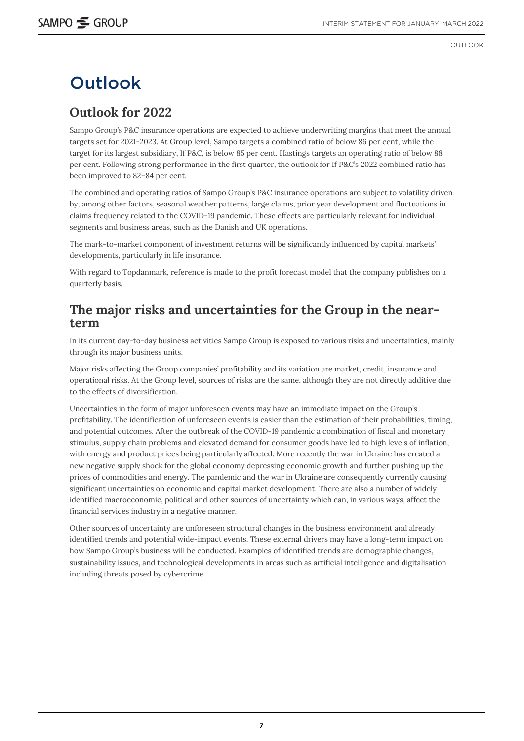# Outlook

## Outlook for 2022

Sampo Group's P&C insurance operations are expected to achieve underwriting margins that meet the annual targets set for 2021-2023. At Group level, Sampo targets a combined ratio of below 86 per cent, while the target for its largest subsidiary, If P&C, is below 85 per cent. Hastings targets an operating ratio of below 88 per cent. Following strong performance in the first quarter, the outlook for If P&C's 2022 combined ratio has been improved to 82–84 per cent.

The combined and operating ratios of Sampo Group's P&C insurance operations are subject to volatility driven by, among other factors, seasonal weather patterns, large claims, prior year development and fluctuations in claims frequency related to the COVID-19 pandemic. These effects are particularly relevant for individual segments and business areas, such as the Danish and UK operations.

The mark-to-market component of investment returns will be significantly influenced by capital markets' developments, particularly in life insurance.

With regard to Topdanmark, reference is made to the profit forecast model that the company publishes on a quarterly basis.

## The major risks and uncertainties for the Group in the near-term

In its current day-to-day business activities Sampo Group is exposed to various risks and uncertainties, mainly through its major business units.

Major risks affecting the Group companies' profitability and its variation are market, credit, insurance and operational risks. At the Group level, sources of risks are the same, although they are not directly additive due to the effects of diversification.

Uncertainties in the form of major unforeseen events may have an immediate impact on the Group's profitability. The identification of unforeseen events is easier than the estimation of their probabilities, timing, and potential outcomes. After the outbreak of the COVID-19 pandemic a combination of fiscal and monetary stimulus, supply chain problems and elevated demand for consumer goods have led to high levels of inflation, with energy and product prices being particularly affected. More recently the war in Ukraine has created a new negative supply shock for the global economy depressing economic growth and further pushing up the prices of commodities and energy. The pandemic and the war in Ukraine are consequently currently causing significant uncertainties on economic and capital market development. There are also a number of widely identified macroeconomic, political and other sources of uncertainty which can, in various ways, affect the financial services industry in a negative manner.

Other sources of uncertainty are unforeseen structural changes in the business environment and already identified trends and potential wide-impact events. These external drivers may have a long-term impact on how Sampo Group's business will be conducted. Examples of identified trends are demographic changes, sustainability issues, and technological developments in areas such as artificial intelligence and digitalisation including threats posed by cybercrime.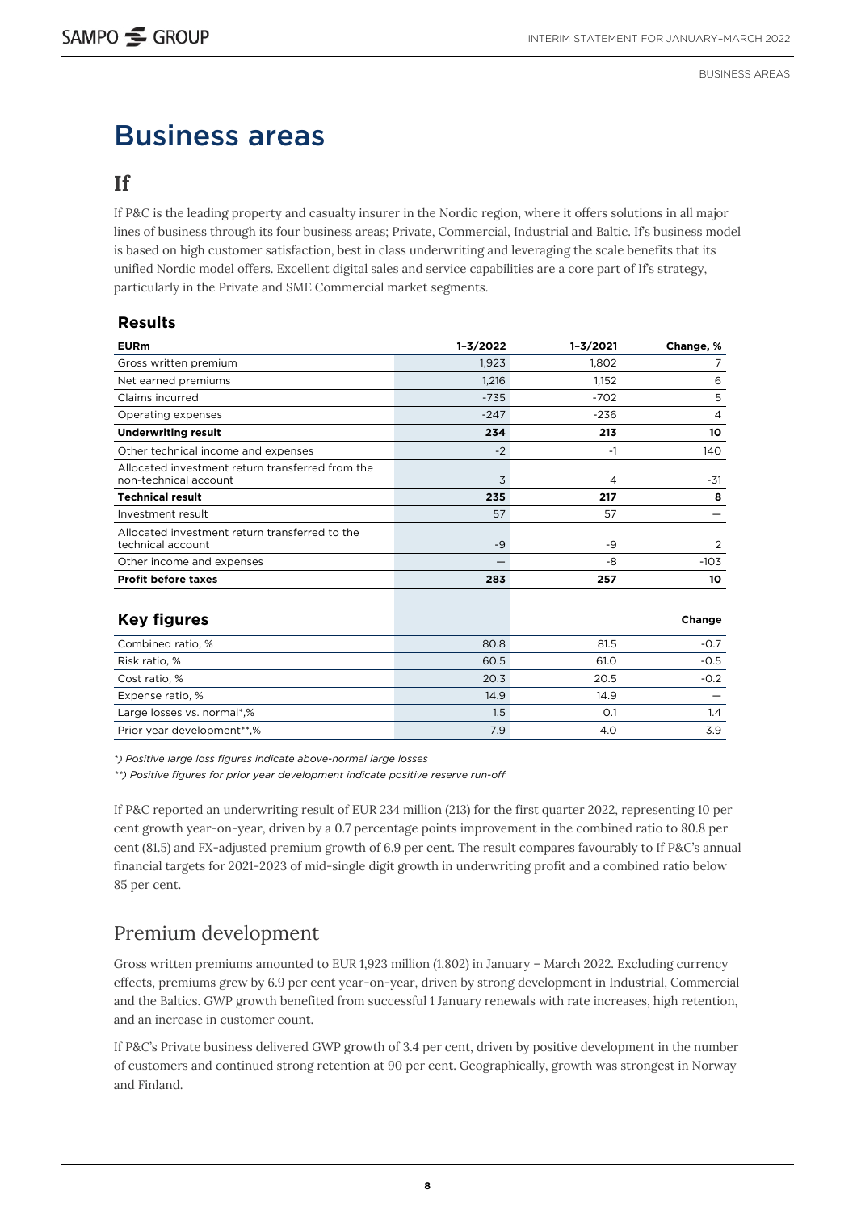# Business areas

## If

If P&C is the leading property and casualty insurer in the Nordic region, where it offers solutions in all major lines of business through its four business areas; Private, Commercial, Industrial and Baltic. If's business model is based on high customer satisfaction, best in class underwriting and leveraging the scale benefits that its unified Nordic model offers. Excellent digital sales and service capabilities are a core part of If's strategy, particularly in the Private and SME Commercial market segments.

### Results

| EURm | 1–3/2022 | 1–3/2021 | Change, % |
|---|---|---|---|
| Gross written premium | 1,923 | 1,802 | 7 |
| Net earned premiums | 1,216 | 1,152 | 6 |
| Claims incurred | -735 | -702 | 5 |
| Operating expenses | -247 | -236 | 4 |
| **Underwriting result** | **234** | **213** | **10** |
| Other technical income and expenses | -2 | -1 | 140 |
| Allocated investment return transferred from the non-technical account | 3 | 4 | -31 |
| **Technical result** | **235** | **217** | **8** |
| Investment result | 57 | 57 | — |
| Allocated investment return transferred to the technical account | -9 | -9 | 2 |
| Other income and expenses | — | -8 | -103 |
| **Profit before taxes** | **283** | **257** | **10** |

### Key figures

| | 1–3/2022 | 1–3/2021 | Change |
|---|---|---|---|
| Combined ratio, % | 80.8 | 81.5 | -0.7 |
| Risk ratio, % | 60.5 | 61.0 | -0.5 |
| Cost ratio, % | 20.3 | 20.5 | -0.2 |
| Expense ratio, % | 14.9 | 14.9 | — |
| Large losses vs. normal*,% | 1.5 | 0.1 | 1.4 |
| Prior year development**,% | 7.9 | 4.0 | 3.9 |

*\*) Positive large loss figures indicate above-normal large losses*

*\*\*) Positive figures for prior year development indicate positive reserve run-off*

If P&C reported an underwriting result of EUR 234 million (213) for the first quarter 2022, representing 10 per cent growth year-on-year, driven by a 0.7 percentage points improvement in the combined ratio to 80.8 per cent (81.5) and FX-adjusted premium growth of 6.9 per cent. The result compares favourably to If P&C's annual financial targets for 2021-2023 of mid-single digit growth in underwriting profit and a combined ratio below 85 per cent.

## Premium development

Gross written premiums amounted to EUR 1,923 million (1,802) in January – March 2022. Excluding currency effects, premiums grew by 6.9 per cent year-on-year, driven by strong development in Industrial, Commercial and the Baltics. GWP growth benefited from successful 1 January renewals with rate increases, high retention, and an increase in customer count.

If P&C's Private business delivered GWP growth of 3.4 per cent, driven by positive development in the number of customers and continued strong retention at 90 per cent. Geographically, growth was strongest in Norway and Finland.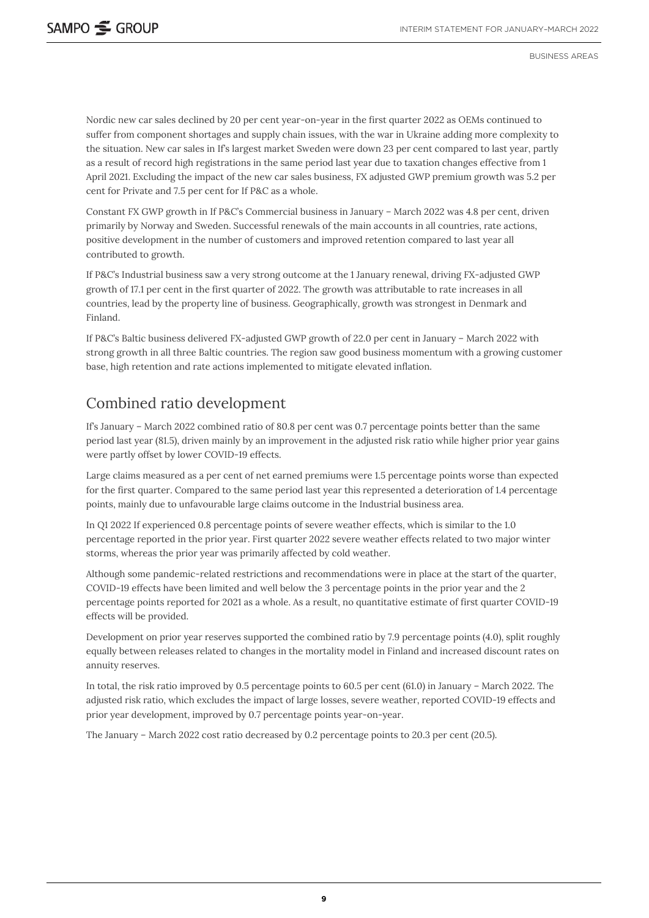Nordic new car sales declined by 20 per cent year-on-year in the first quarter 2022 as OEMs continued to suffer from component shortages and supply chain issues, with the war in Ukraine adding more complexity to the situation. New car sales in If's largest market Sweden were down 23 per cent compared to last year, partly as a result of record high registrations in the same period last year due to taxation changes effective from 1 April 2021. Excluding the impact of the new car sales business, FX adjusted GWP premium growth was 5.2 per cent for Private and 7.5 per cent for If P&C as a whole.

Constant FX GWP growth in If P&C's Commercial business in January – March 2022 was 4.8 per cent, driven primarily by Norway and Sweden. Successful renewals of the main accounts in all countries, rate actions, positive development in the number of customers and improved retention compared to last year all contributed to growth.

If P&C's Industrial business saw a very strong outcome at the 1 January renewal, driving FX-adjusted GWP growth of 17.1 per cent in the first quarter of 2022. The growth was attributable to rate increases in all countries, lead by the property line of business. Geographically, growth was strongest in Denmark and Finland.

If P&C's Baltic business delivered FX-adjusted GWP growth of 22.0 per cent in January – March 2022 with strong growth in all three Baltic countries. The region saw good business momentum with a growing customer base, high retention and rate actions implemented to mitigate elevated inflation.

## Combined ratio development

If's January – March 2022 combined ratio of 80.8 per cent was 0.7 percentage points better than the same period last year (81.5), driven mainly by an improvement in the adjusted risk ratio while higher prior year gains were partly offset by lower COVID-19 effects.

Large claims measured as a per cent of net earned premiums were 1.5 percentage points worse than expected for the first quarter. Compared to the same period last year this represented a deterioration of 1.4 percentage points, mainly due to unfavourable large claims outcome in the Industrial business area.

In Q1 2022 If experienced 0.8 percentage points of severe weather effects, which is similar to the 1.0 percentage reported in the prior year. First quarter 2022 severe weather effects related to two major winter storms, whereas the prior year was primarily affected by cold weather.

Although some pandemic-related restrictions and recommendations were in place at the start of the quarter, COVID-19 effects have been limited and well below the 3 percentage points in the prior year and the 2 percentage points reported for 2021 as a whole. As a result, no quantitative estimate of first quarter COVID-19 effects will be provided.

Development on prior year reserves supported the combined ratio by 7.9 percentage points (4.0), split roughly equally between releases related to changes in the mortality model in Finland and increased discount rates on annuity reserves.

In total, the risk ratio improved by 0.5 percentage points to 60.5 per cent (61.0) in January – March 2022. The adjusted risk ratio, which excludes the impact of large losses, severe weather, reported COVID-19 effects and prior year development, improved by 0.7 percentage points year-on-year.

The January – March 2022 cost ratio decreased by 0.2 percentage points to 20.3 per cent (20.5).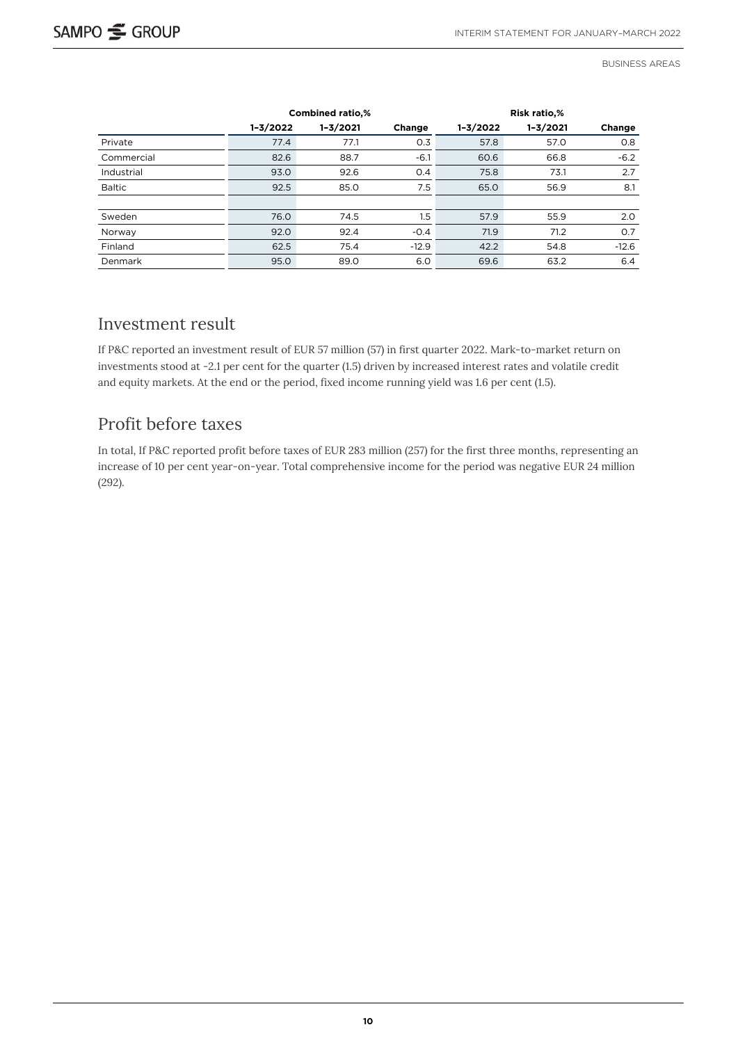| | Combined ratio,% | | | Risk ratio,% | | |
|---|---|---|---|---|---|---|
| | 1–3/2022 | 1–3/2021 | Change | 1–3/2022 | 1–3/2021 | Change |
| Private | 77.4 | 77.1 | 0.3 | 57.8 | 57.0 | 0.8 |
| Commercial | 82.6 | 88.7 | -6.1 | 60.6 | 66.8 | -6.2 |
| Industrial | 93.0 | 92.6 | 0.4 | 75.8 | 73.1 | 2.7 |
| Baltic | 92.5 | 85.0 | 7.5 | 65.0 | 56.9 | 8.1 |
| | | | | | | |
| Sweden | 76.0 | 74.5 | 1.5 | 57.9 | 55.9 | 2.0 |
| Norway | 92.0 | 92.4 | -0.4 | 71.9 | 71.2 | 0.7 |
| Finland | 62.5 | 75.4 | -12.9 | 42.2 | 54.8 | -12.6 |
| Denmark | 95.0 | 89.0 | 6.0 | 69.6 | 63.2 | 6.4 |

## Investment result

If P&C reported an investment result of EUR 57 million (57) in first quarter 2022. Mark-to-market return on investments stood at -2.1 per cent for the quarter (1.5) driven by increased interest rates and volatile credit and equity markets. At the end or the period, fixed income running yield was 1.6 per cent (1.5).

## Profit before taxes

In total, If P&C reported profit before taxes of EUR 283 million (257) for the first three months, representing an increase of 10 per cent year-on-year. Total comprehensive income for the period was negative EUR 24 million (292).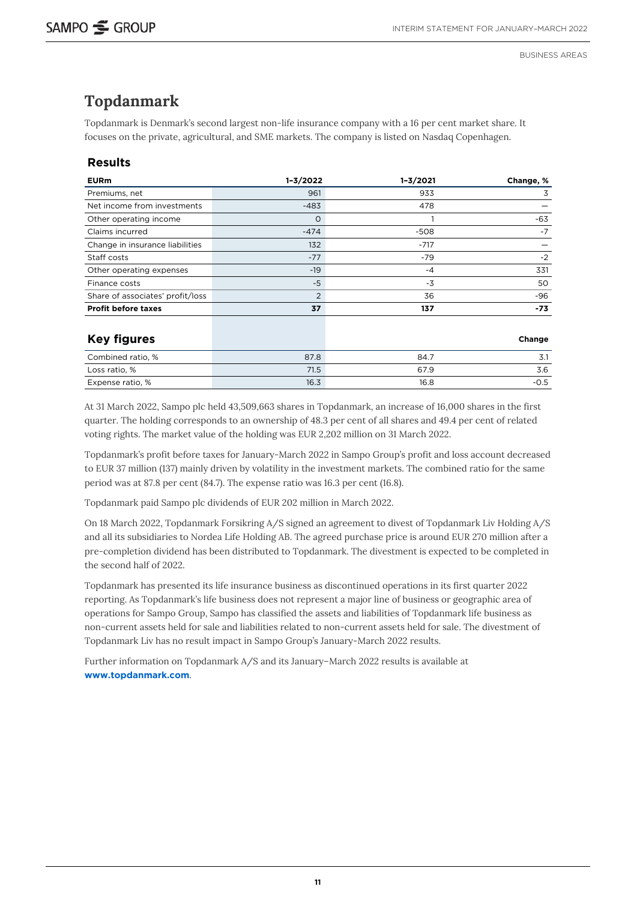# Topdanmark

Topdanmark is Denmark's second largest non-life insurance company with a 16 per cent market share. It focuses on the private, agricultural, and SME markets. The company is listed on Nasdaq Copenhagen.

## Results

| EURm | 1–3/2022 | 1–3/2021 | Change, % |
|---|---|---|---|
| Premiums, net | 961 | 933 | 3 |
| Net income from investments | -483 | 478 | — |
| Other operating income | 0 | 1 | -63 |
| Claims incurred | -474 | -508 | -7 |
| Change in insurance liabilities | 132 | -717 | — |
| Staff costs | -77 | -79 | -2 |
| Other operating expenses | -19 | -4 | 331 |
| Finance costs | -5 | -3 | 50 |
| Share of associates' profit/loss | 2 | 36 | -96 |
| **Profit before taxes** | **37** | **137** | **-73** |

## Key figures

| | 1–3/2022 | 1–3/2021 | Change |
|---|---|---|---|
| Combined ratio, % | 87.8 | 84.7 | 3.1 |
| Loss ratio, % | 71.5 | 67.9 | 3.6 |
| Expense ratio, % | 16.3 | 16.8 | -0.5 |

At 31 March 2022, Sampo plc held 43,509,663 shares in Topdanmark, an increase of 16,000 shares in the first quarter. The holding corresponds to an ownership of 48.3 per cent of all shares and 49.4 per cent of related voting rights. The market value of the holding was EUR 2,202 million on 31 March 2022.

Topdanmark's profit before taxes for January-March 2022 in Sampo Group's profit and loss account decreased to EUR 37 million (137) mainly driven by volatility in the investment markets. The combined ratio for the same period was at 87.8 per cent (84.7). The expense ratio was 16.3 per cent (16.8).

Topdanmark paid Sampo plc dividends of EUR 202 million in March 2022.

On 18 March 2022, Topdanmark Forsikring A/S signed an agreement to divest of Topdanmark Liv Holding A/S and all its subsidiaries to Nordea Life Holding AB. The agreed purchase price is around EUR 270 million after a pre-completion dividend has been distributed to Topdanmark. The divestment is expected to be completed in the second half of 2022.

Topdanmark has presented its life insurance business as discontinued operations in its first quarter 2022 reporting. As Topdanmark's life business does not represent a major line of business or geographic area of operations for Sampo Group, Sampo has classified the assets and liabilities of Topdanmark life business as non-current assets held for sale and liabilities related to non-current assets held for sale. The divestment of Topdanmark Liv has no result impact in Sampo Group's January-March 2022 results.

Further information on Topdanmark A/S and its January–March 2022 results is available at **www.topdanmark.com**.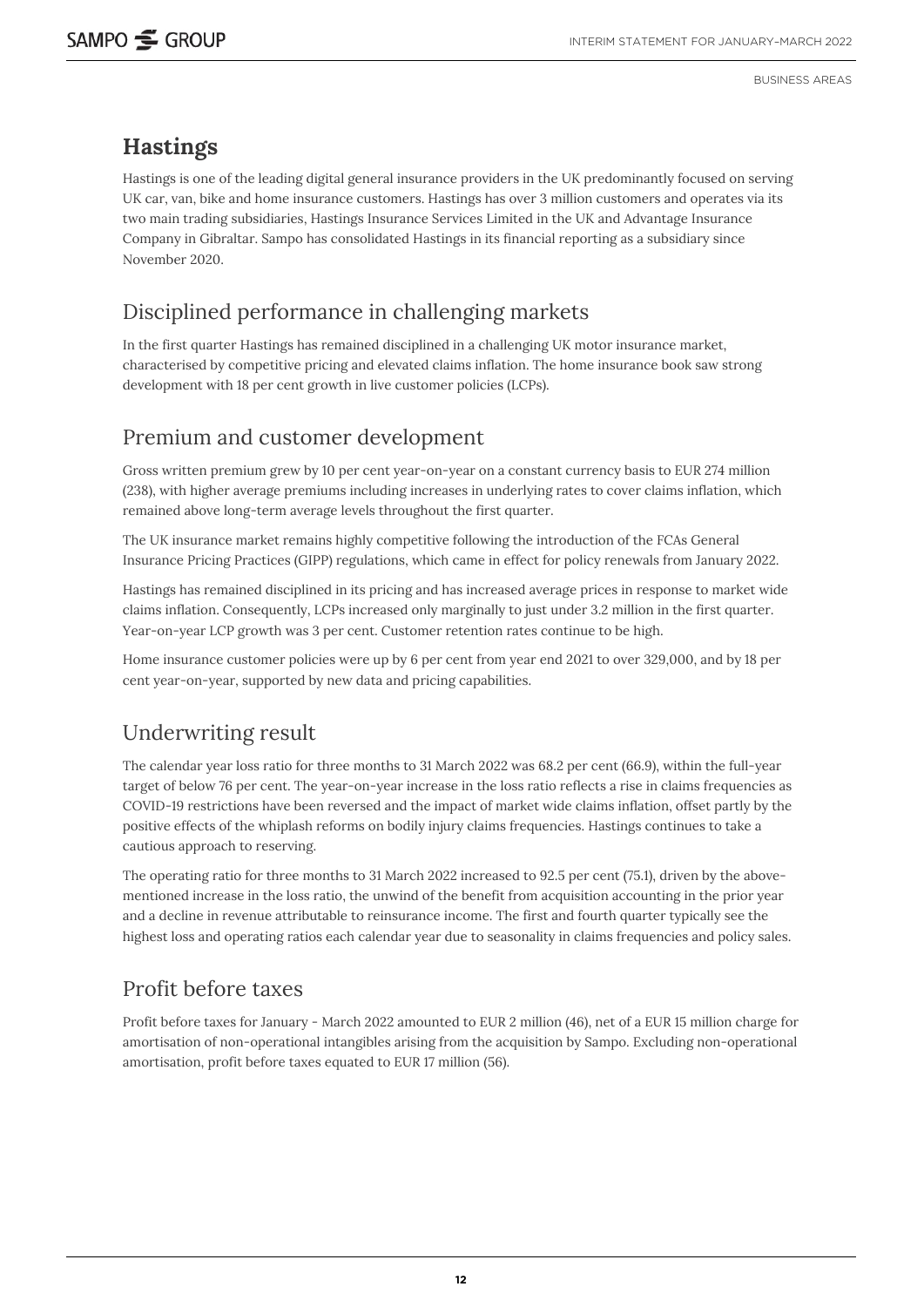# Hastings

Hastings is one of the leading digital general insurance providers in the UK predominantly focused on serving UK car, van, bike and home insurance customers. Hastings has over 3 million customers and operates via its two main trading subsidiaries, Hastings Insurance Services Limited in the UK and Advantage Insurance Company in Gibraltar. Sampo has consolidated Hastings in its financial reporting as a subsidiary since November 2020.

## Disciplined performance in challenging markets

In the first quarter Hastings has remained disciplined in a challenging UK motor insurance market, characterised by competitive pricing and elevated claims inflation. The home insurance book saw strong development with 18 per cent growth in live customer policies (LCPs).

## Premium and customer development

Gross written premium grew by 10 per cent year-on-year on a constant currency basis to EUR 274 million (238), with higher average premiums including increases in underlying rates to cover claims inflation, which remained above long-term average levels throughout the first quarter.

The UK insurance market remains highly competitive following the introduction of the FCAs General Insurance Pricing Practices (GIPP) regulations, which came in effect for policy renewals from January 2022.

Hastings has remained disciplined in its pricing and has increased average prices in response to market wide claims inflation. Consequently, LCPs increased only marginally to just under 3.2 million in the first quarter. Year-on-year LCP growth was 3 per cent. Customer retention rates continue to be high.

Home insurance customer policies were up by 6 per cent from year end 2021 to over 329,000, and by 18 per cent year-on-year, supported by new data and pricing capabilities.

## Underwriting result

The calendar year loss ratio for three months to 31 March 2022 was 68.2 per cent (66.9), within the full-year target of below 76 per cent. The year-on-year increase in the loss ratio reflects a rise in claims frequencies as COVID-19 restrictions have been reversed and the impact of market wide claims inflation, offset partly by the positive effects of the whiplash reforms on bodily injury claims frequencies. Hastings continues to take a cautious approach to reserving.

The operating ratio for three months to 31 March 2022 increased to 92.5 per cent (75.1), driven by the above-mentioned increase in the loss ratio, the unwind of the benefit from acquisition accounting in the prior year and a decline in revenue attributable to reinsurance income. The first and fourth quarter typically see the highest loss and operating ratios each calendar year due to seasonality in claims frequencies and policy sales.

## Profit before taxes

Profit before taxes for January - March 2022 amounted to EUR 2 million (46), net of a EUR 15 million charge for amortisation of non-operational intangibles arising from the acquisition by Sampo. Excluding non-operational amortisation, profit before taxes equated to EUR 17 million (56).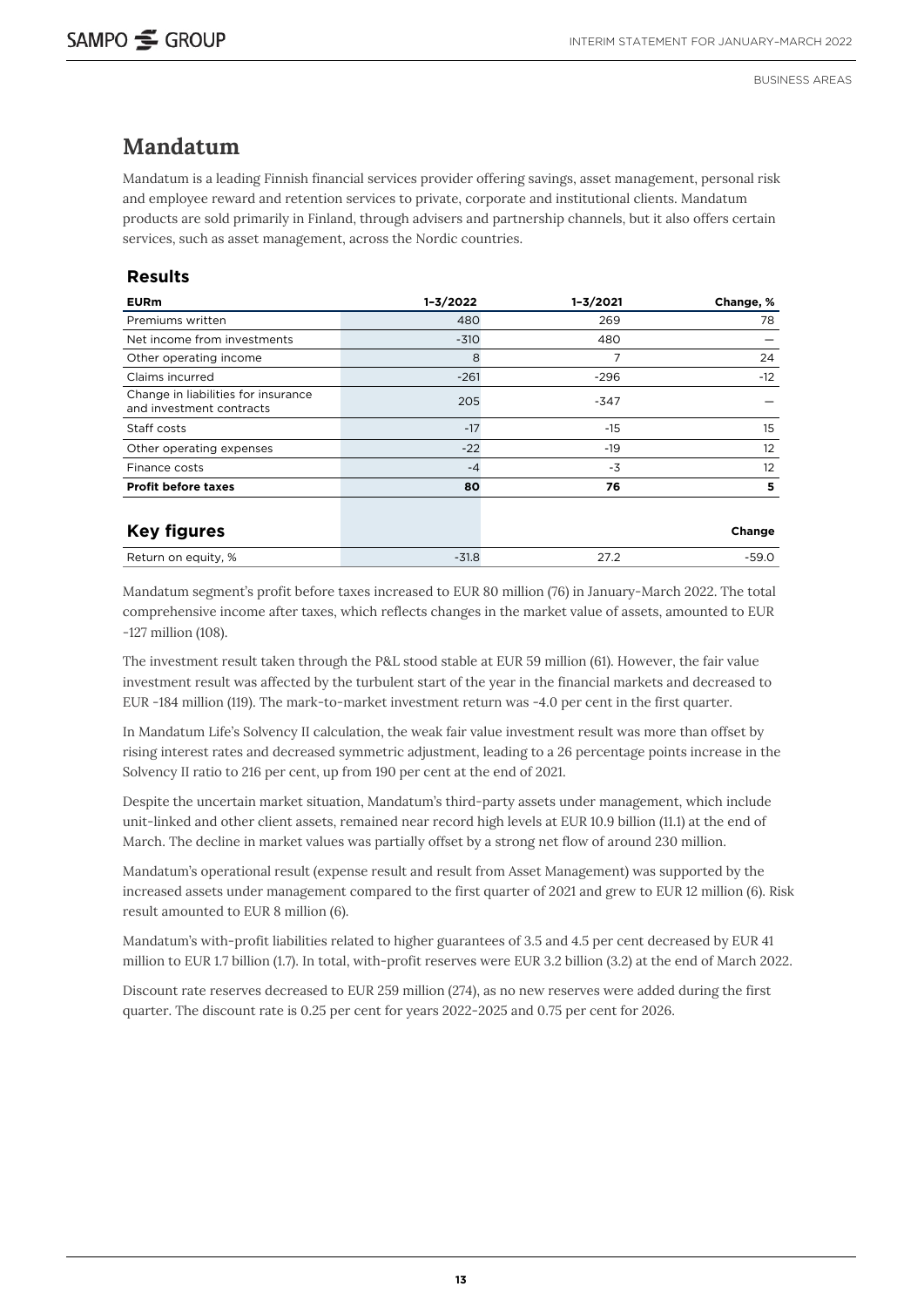# Mandatum

Mandatum is a leading Finnish financial services provider offering savings, asset management, personal risk and employee reward and retention services to private, corporate and institutional clients. Mandatum products are sold primarily in Finland, through advisers and partnership channels, but it also offers certain services, such as asset management, across the Nordic countries.

## Results

| EURm | 1–3/2022 | 1–3/2021 | Change, % |
|---|---|---|---|
| Premiums written | 480 | 269 | 78 |
| Net income from investments | -310 | 480 | — |
| Other operating income | 8 | 7 | 24 |
| Claims incurred | -261 | -296 | -12 |
| Change in liabilities for insurance and investment contracts | 205 | -347 | — |
| Staff costs | -17 | -15 | 15 |
| Other operating expenses | -22 | -19 | 12 |
| Finance costs | -4 | -3 | 12 |
| **Profit before taxes** | **80** | **76** | **5** |

## Key figures

| | | | Change |
|---|---|---|---|
| Return on equity, % | -31.8 | 27.2 | -59.0 |

Mandatum segment's profit before taxes increased to EUR 80 million (76) in January-March 2022. The total comprehensive income after taxes, which reflects changes in the market value of assets, amounted to EUR -127 million (108).

The investment result taken through the P&L stood stable at EUR 59 million (61). However, the fair value investment result was affected by the turbulent start of the year in the financial markets and decreased to EUR -184 million (119). The mark-to-market investment return was -4.0 per cent in the first quarter.

In Mandatum Life's Solvency II calculation, the weak fair value investment result was more than offset by rising interest rates and decreased symmetric adjustment, leading to a 26 percentage points increase in the Solvency II ratio to 216 per cent, up from 190 per cent at the end of 2021.

Despite the uncertain market situation, Mandatum's third-party assets under management, which include unit-linked and other client assets, remained near record high levels at EUR 10.9 billion (11.1) at the end of March. The decline in market values was partially offset by a strong net flow of around 230 million.

Mandatum's operational result (expense result and result from Asset Management) was supported by the increased assets under management compared to the first quarter of 2021 and grew to EUR 12 million (6). Risk result amounted to EUR 8 million (6).

Mandatum's with-profit liabilities related to higher guarantees of 3.5 and 4.5 per cent decreased by EUR 41 million to EUR 1.7 billion (1.7). In total, with-profit reserves were EUR 3.2 billion (3.2) at the end of March 2022.

Discount rate reserves decreased to EUR 259 million (274), as no new reserves were added during the first quarter. The discount rate is 0.25 per cent for years 2022-2025 and 0.75 per cent for 2026.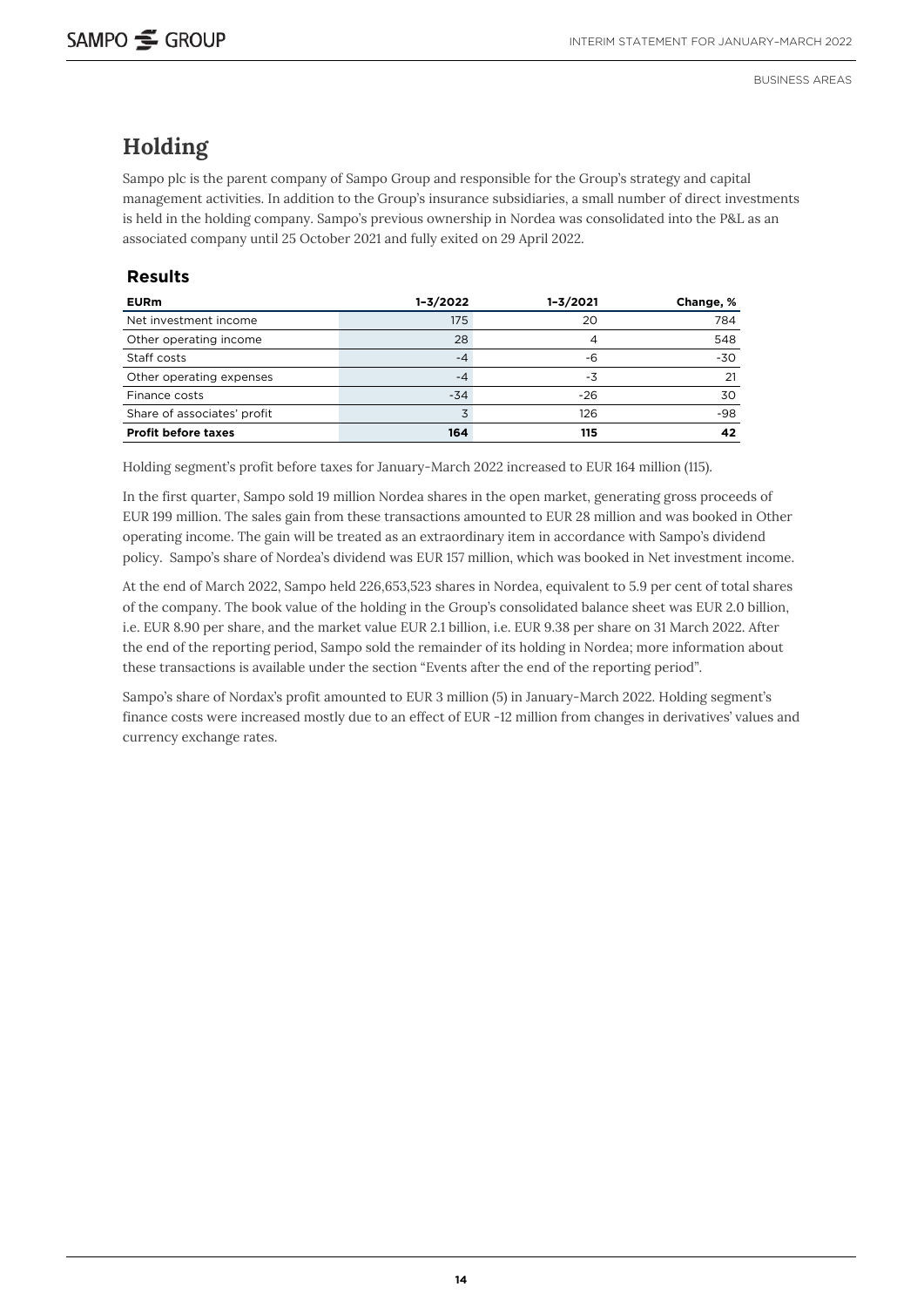# Holding

Sampo plc is the parent company of Sampo Group and responsible for the Group's strategy and capital management activities. In addition to the Group's insurance subsidiaries, a small number of direct investments is held in the holding company. Sampo's previous ownership in Nordea was consolidated into the P&L as an associated company until 25 October 2021 and fully exited on 29 April 2022.

## Results

| EURm | 1–3/2022 | 1–3/2021 | Change, % |
|---|---|---|---|
| Net investment income | 175 | 20 | 784 |
| Other operating income | 28 | 4 | 548 |
| Staff costs | -4 | -6 | -30 |
| Other operating expenses | -4 | -3 | 21 |
| Finance costs | -34 | -26 | 30 |
| Share of associates' profit | 3 | 126 | -98 |
| **Profit before taxes** | **164** | **115** | **42** |

Holding segment's profit before taxes for January-March 2022 increased to EUR 164 million (115).

In the first quarter, Sampo sold 19 million Nordea shares in the open market, generating gross proceeds of EUR 199 million. The sales gain from these transactions amounted to EUR 28 million and was booked in Other operating income. The gain will be treated as an extraordinary item in accordance with Sampo's dividend policy. Sampo's share of Nordea's dividend was EUR 157 million, which was booked in Net investment income.

At the end of March 2022, Sampo held 226,653,523 shares in Nordea, equivalent to 5.9 per cent of total shares of the company. The book value of the holding in the Group's consolidated balance sheet was EUR 2.0 billion, i.e. EUR 8.90 per share, and the market value EUR 2.1 billion, i.e. EUR 9.38 per share on 31 March 2022. After the end of the reporting period, Sampo sold the remainder of its holding in Nordea; more information about these transactions is available under the section "Events after the end of the reporting period".

Sampo's share of Nordax's profit amounted to EUR 3 million (5) in January-March 2022. Holding segment's finance costs were increased mostly due to an effect of EUR -12 million from changes in derivatives' values and currency exchange rates.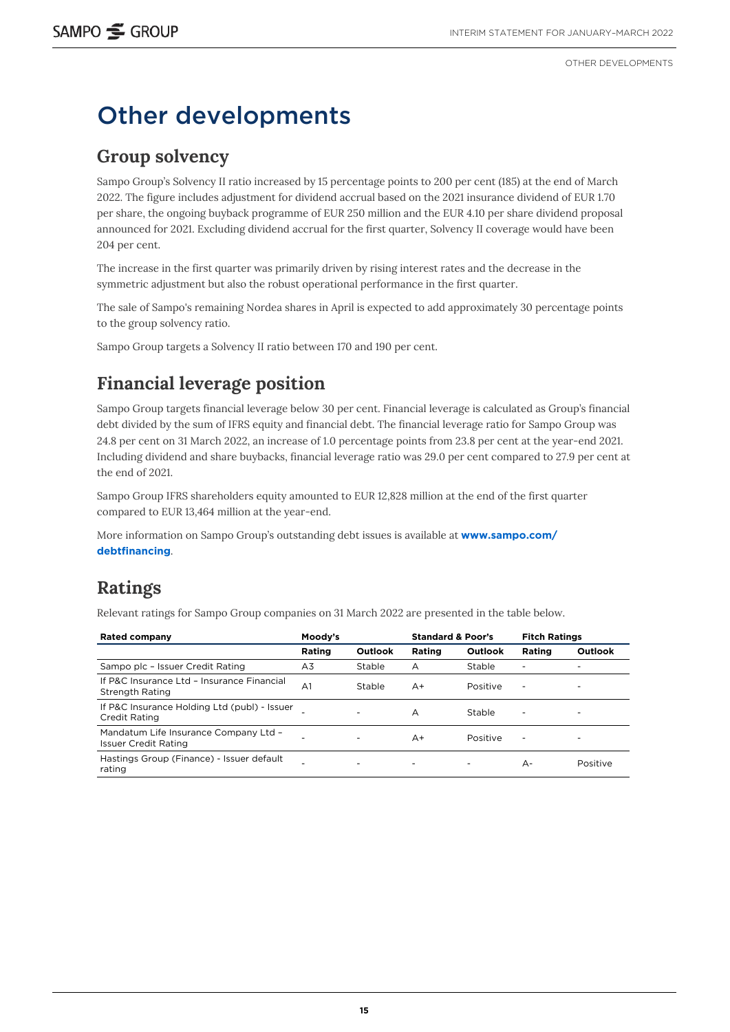# Other developments

## Group solvency

Sampo Group's Solvency II ratio increased by 15 percentage points to 200 per cent (185) at the end of March 2022. The figure includes adjustment for dividend accrual based on the 2021 insurance dividend of EUR 1.70 per share, the ongoing buyback programme of EUR 250 million and the EUR 4.10 per share dividend proposal announced for 2021. Excluding dividend accrual for the first quarter, Solvency II coverage would have been 204 per cent.

The increase in the first quarter was primarily driven by rising interest rates and the decrease in the symmetric adjustment but also the robust operational performance in the first quarter.

The sale of Sampo's remaining Nordea shares in April is expected to add approximately 30 percentage points to the group solvency ratio.

Sampo Group targets a Solvency II ratio between 170 and 190 per cent.

## Financial leverage position

Sampo Group targets financial leverage below 30 per cent. Financial leverage is calculated as Group's financial debt divided by the sum of IFRS equity and financial debt. The financial leverage ratio for Sampo Group was 24.8 per cent on 31 March 2022, an increase of 1.0 percentage points from 23.8 per cent at the year-end 2021. Including dividend and share buybacks, financial leverage ratio was 29.0 per cent compared to 27.9 per cent at the end of 2021.

Sampo Group IFRS shareholders equity amounted to EUR 12,828 million at the end of the first quarter compared to EUR 13,464 million at the year-end.

More information on Sampo Group's outstanding debt issues is available at **www.sampo.com/debtfinancing**.

## Ratings

Relevant ratings for Sampo Group companies on 31 March 2022 are presented in the table below.

| Rated company | Moody's | | Standard & Poor's | | Fitch Ratings | |
|---|---|---|---|---|---|---|
| | Rating | Outlook | Rating | Outlook | Rating | Outlook |
| Sampo plc – Issuer Credit Rating | A3 | Stable | A | Stable | - | - |
| If P&C Insurance Ltd – Insurance Financial Strength Rating | A1 | Stable | A+ | Positive | - | - |
| If P&C Insurance Holding Ltd (publ) - Issuer Credit Rating | - | - | A | Stable | - | - |
| Mandatum Life Insurance Company Ltd – Issuer Credit Rating | - | - | A+ | Positive | - | - |
| Hastings Group (Finance) - Issuer default rating | - | - | - | - | A- | Positive |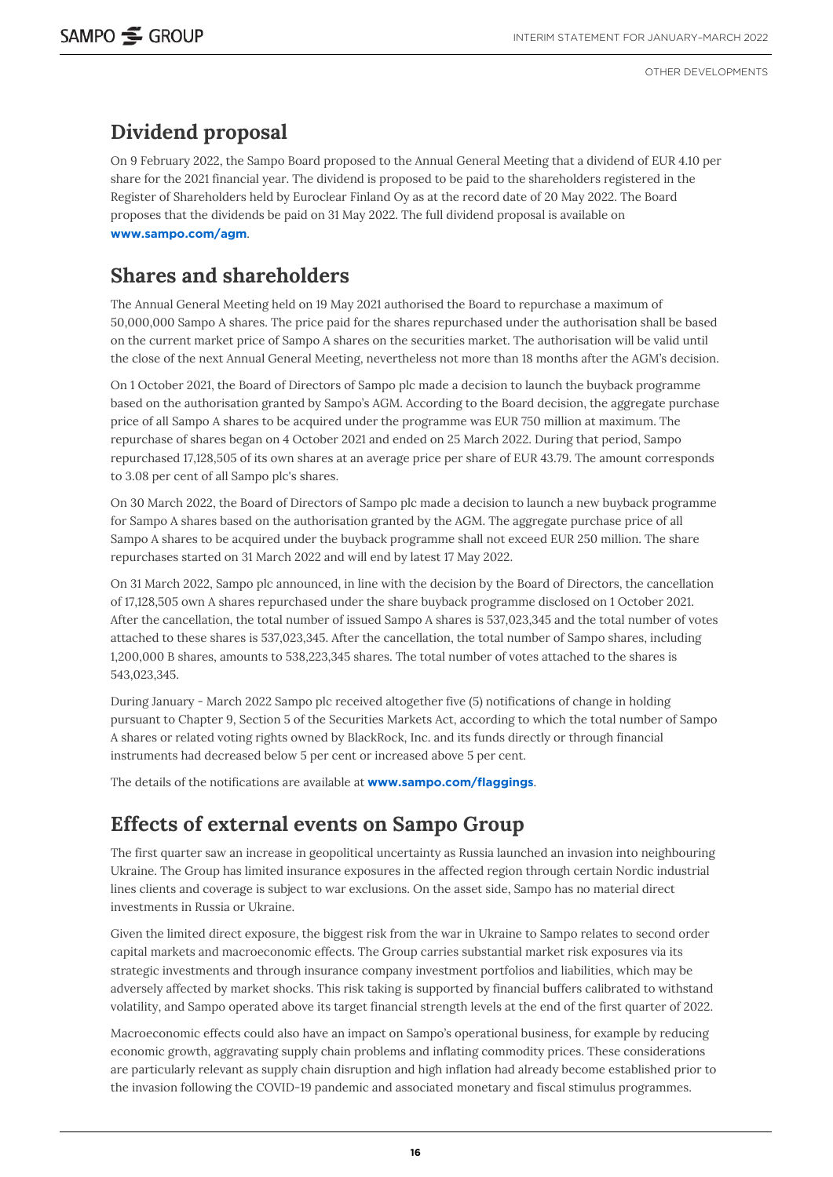## Dividend proposal

On 9 February 2022, the Sampo Board proposed to the Annual General Meeting that a dividend of EUR 4.10 per share for the 2021 financial year. The dividend is proposed to be paid to the shareholders registered in the Register of Shareholders held by Euroclear Finland Oy as at the record date of 20 May 2022. The Board proposes that the dividends be paid on 31 May 2022. The full dividend proposal is available on **www.sampo.com/agm**.

## Shares and shareholders

The Annual General Meeting held on 19 May 2021 authorised the Board to repurchase a maximum of 50,000,000 Sampo A shares. The price paid for the shares repurchased under the authorisation shall be based on the current market price of Sampo A shares on the securities market. The authorisation will be valid until the close of the next Annual General Meeting, nevertheless not more than 18 months after the AGM's decision.

On 1 October 2021, the Board of Directors of Sampo plc made a decision to launch the buyback programme based on the authorisation granted by Sampo's AGM. According to the Board decision, the aggregate purchase price of all Sampo A shares to be acquired under the programme was EUR 750 million at maximum. The repurchase of shares began on 4 October 2021 and ended on 25 March 2022. During that period, Sampo repurchased 17,128,505 of its own shares at an average price per share of EUR 43.79. The amount corresponds to 3.08 per cent of all Sampo plc's shares.

On 30 March 2022, the Board of Directors of Sampo plc made a decision to launch a new buyback programme for Sampo A shares based on the authorisation granted by the AGM. The aggregate purchase price of all Sampo A shares to be acquired under the buyback programme shall not exceed EUR 250 million. The share repurchases started on 31 March 2022 and will end by latest 17 May 2022.

On 31 March 2022, Sampo plc announced, in line with the decision by the Board of Directors, the cancellation of 17,128,505 own A shares repurchased under the share buyback programme disclosed on 1 October 2021. After the cancellation, the total number of issued Sampo A shares is 537,023,345 and the total number of votes attached to these shares is 537,023,345. After the cancellation, the total number of Sampo shares, including 1,200,000 B shares, amounts to 538,223,345 shares. The total number of votes attached to the shares is 543,023,345.

During January - March 2022 Sampo plc received altogether five (5) notifications of change in holding pursuant to Chapter 9, Section 5 of the Securities Markets Act, according to which the total number of Sampo A shares or related voting rights owned by BlackRock, Inc. and its funds directly or through financial instruments had decreased below 5 per cent or increased above 5 per cent.

The details of the notifications are available at **www.sampo.com/flaggings**.

## Effects of external events on Sampo Group

The first quarter saw an increase in geopolitical uncertainty as Russia launched an invasion into neighbouring Ukraine. The Group has limited insurance exposures in the affected region through certain Nordic industrial lines clients and coverage is subject to war exclusions. On the asset side, Sampo has no material direct investments in Russia or Ukraine.

Given the limited direct exposure, the biggest risk from the war in Ukraine to Sampo relates to second order capital markets and macroeconomic effects. The Group carries substantial market risk exposures via its strategic investments and through insurance company investment portfolios and liabilities, which may be adversely affected by market shocks. This risk taking is supported by financial buffers calibrated to withstand volatility, and Sampo operated above its target financial strength levels at the end of the first quarter of 2022.

Macroeconomic effects could also have an impact on Sampo's operational business, for example by reducing economic growth, aggravating supply chain problems and inflating commodity prices. These considerations are particularly relevant as supply chain disruption and high inflation had already become established prior to the invasion following the COVID-19 pandemic and associated monetary and fiscal stimulus programmes.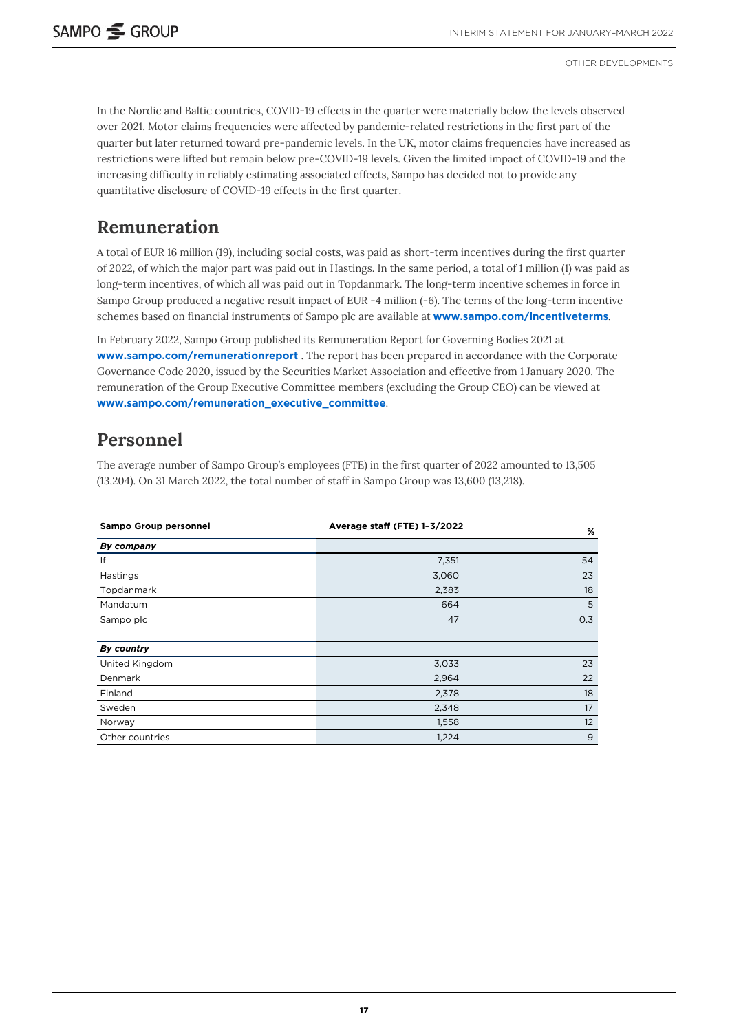In the Nordic and Baltic countries, COVID-19 effects in the quarter were materially below the levels observed over 2021. Motor claims frequencies were affected by pandemic-related restrictions in the first part of the quarter but later returned toward pre-pandemic levels. In the UK, motor claims frequencies have increased as restrictions were lifted but remain below pre-COVID-19 levels. Given the limited impact of COVID-19 and the increasing difficulty in reliably estimating associated effects, Sampo has decided not to provide any quantitative disclosure of COVID-19 effects in the first quarter.

## Remuneration

A total of EUR 16 million (19), including social costs, was paid as short-term incentives during the first quarter of 2022, of which the major part was paid out in Hastings. In the same period, a total of 1 million (1) was paid as long-term incentives, of which all was paid out in Topdanmark. The long-term incentive schemes in force in Sampo Group produced a negative result impact of EUR -4 million (-6). The terms of the long-term incentive schemes based on financial instruments of Sampo plc are available at **www.sampo.com/incentiveterms**.

In February 2022, Sampo Group published its Remuneration Report for Governing Bodies 2021 at **www.sampo.com/remunerationreport** . The report has been prepared in accordance with the Corporate Governance Code 2020, issued by the Securities Market Association and effective from 1 January 2020. The remuneration of the Group Executive Committee members (excluding the Group CEO) can be viewed at **www.sampo.com/remuneration_executive_committee**.

## Personnel

The average number of Sampo Group's employees (FTE) in the first quarter of 2022 amounted to 13,505 (13,204). On 31 March 2022, the total number of staff in Sampo Group was 13,600 (13,218).

| Sampo Group personnel | Average staff (FTE) 1–3/2022 | % |
|---|---|---|
| ***By company*** | | |
| If | 7,351 | 54 |
| Hastings | 3,060 | 23 |
| Topdanmark | 2,383 | 18 |
| Mandatum | 664 | 5 |
| Sampo plc | 47 | 0.3 |
| | | |
| ***By country*** | | |
| United Kingdom | 3,033 | 23 |
| Denmark | 2,964 | 22 |
| Finland | 2,378 | 18 |
| Sweden | 2,348 | 17 |
| Norway | 1,558 | 12 |
| Other countries | 1,224 | 9 |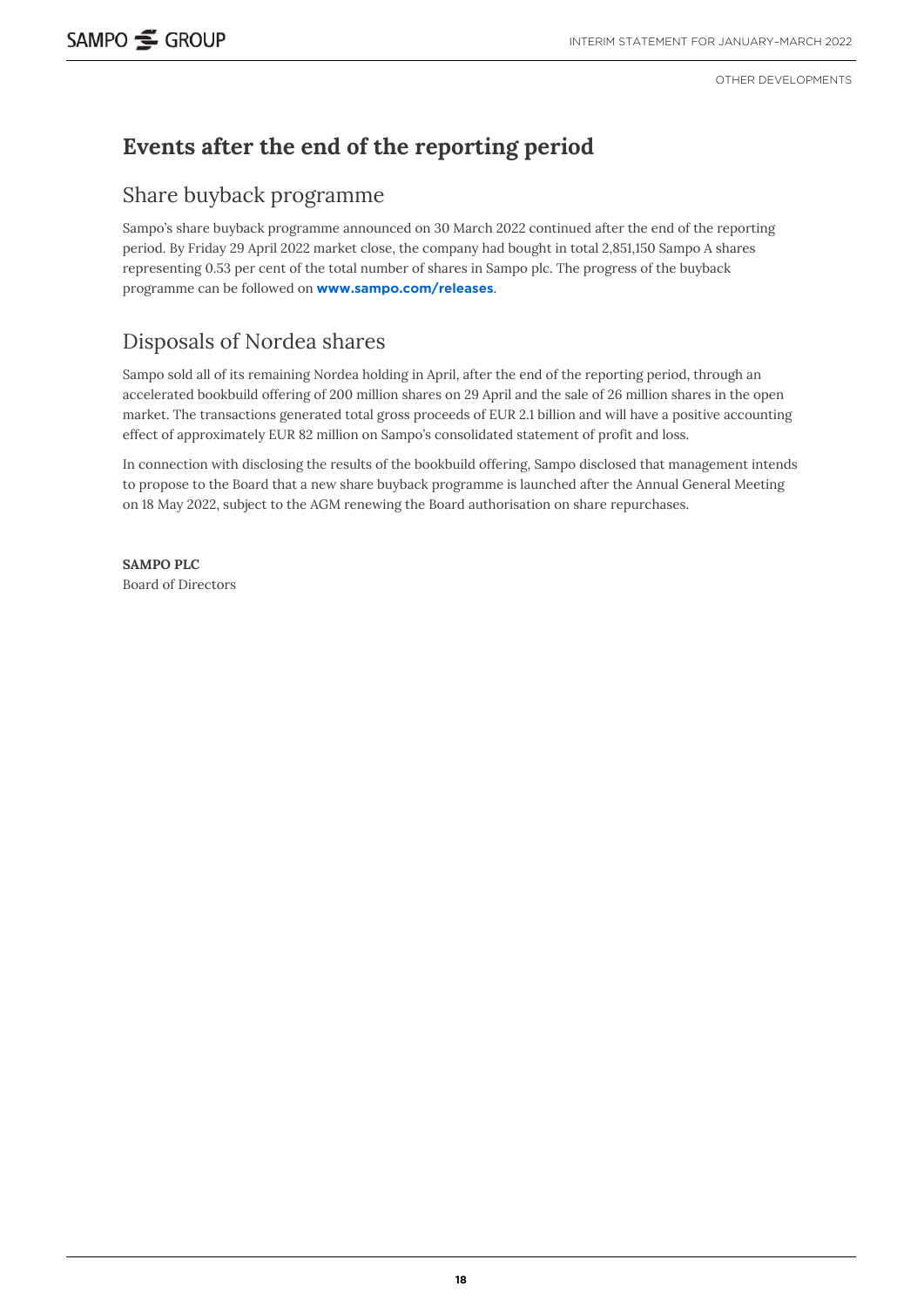# Events after the end of the reporting period

## Share buyback programme

Sampo's share buyback programme announced on 30 March 2022 continued after the end of the reporting period. By Friday 29 April 2022 market close, the company had bought in total 2,851,150 Sampo A shares representing 0.53 per cent of the total number of shares in Sampo plc. The progress of the buyback programme can be followed on **www.sampo.com/releases**.

## Disposals of Nordea shares

Sampo sold all of its remaining Nordea holding in April, after the end of the reporting period, through an accelerated bookbuild offering of 200 million shares on 29 April and the sale of 26 million shares in the open market. The transactions generated total gross proceeds of EUR 2.1 billion and will have a positive accounting effect of approximately EUR 82 million on Sampo's consolidated statement of profit and loss.

In connection with disclosing the results of the bookbuild offering, Sampo disclosed that management intends to propose to the Board that a new share buyback programme is launched after the Annual General Meeting on 18 May 2022, subject to the AGM renewing the Board authorisation on share repurchases.

**SAMPO PLC**
Board of Directors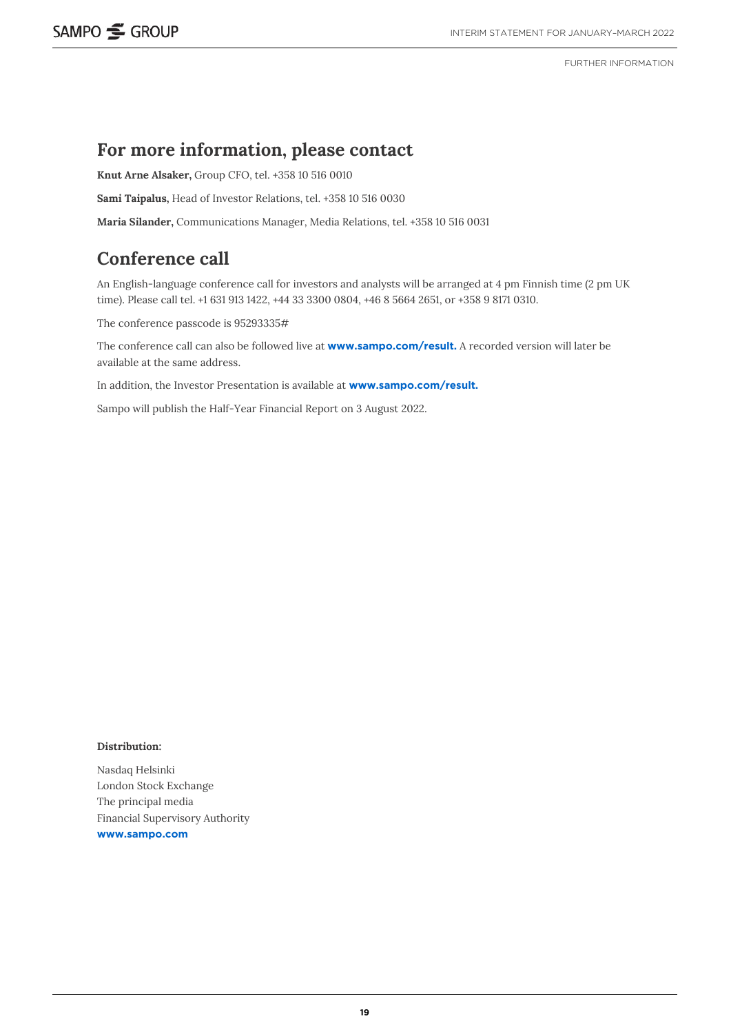## For more information, please contact

**Knut Arne Alsaker,** Group CFO, tel. +358 10 516 0010

**Sami Taipalus,** Head of Investor Relations, tel. +358 10 516 0030

**Maria Silander,** Communications Manager, Media Relations, tel. +358 10 516 0031

## Conference call

An English-language conference call for investors and analysts will be arranged at 4 pm Finnish time (2 pm UK time). Please call tel. +1 631 913 1422, +44 33 3300 0804, +46 8 5664 2651, or +358 9 8171 0310.

The conference passcode is 95293335#

The conference call can also be followed live at **www.sampo.com/result.** A recorded version will later be available at the same address.

In addition, the Investor Presentation is available at **www.sampo.com/result.**

Sampo will publish the Half-Year Financial Report on 3 August 2022.

**Distribution:**

Nasdaq Helsinki
London Stock Exchange
The principal media
Financial Supervisory Authority
**www.sampo.com**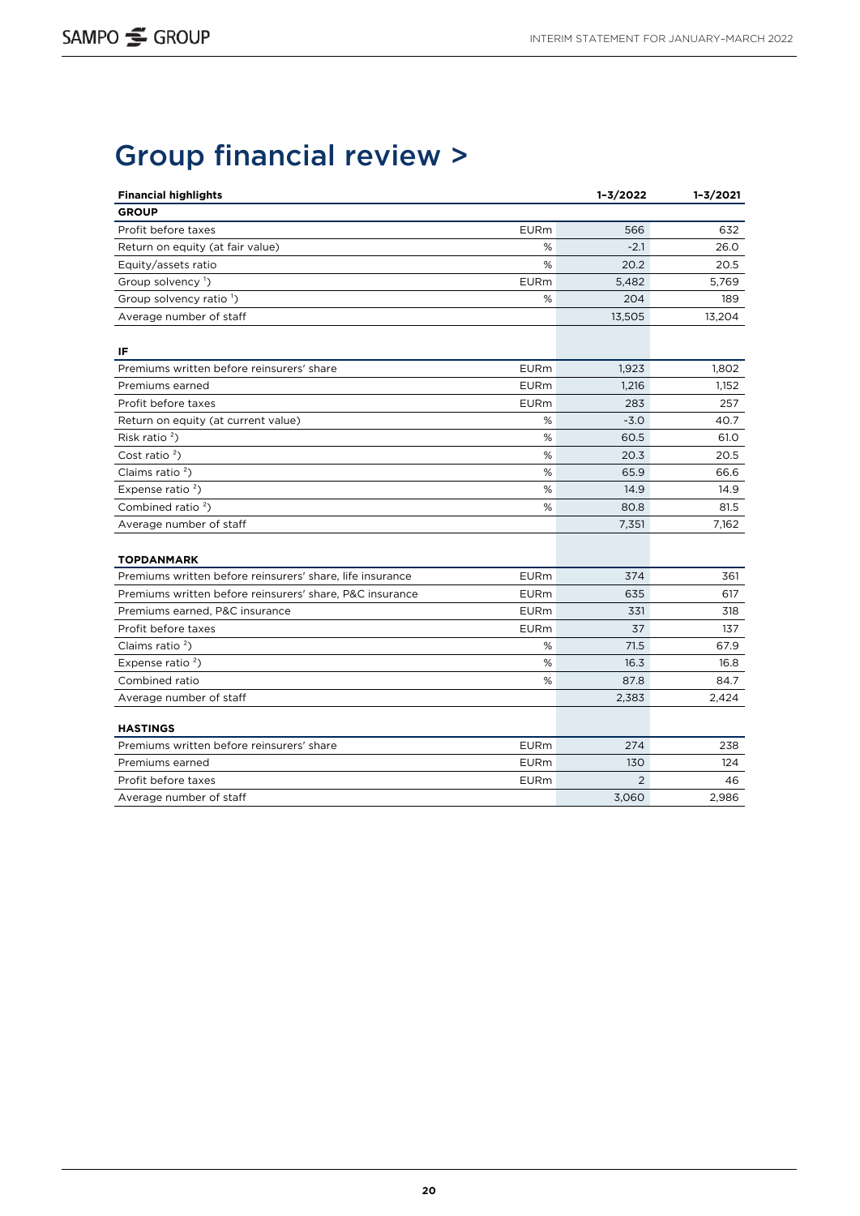# Group financial review >

| Financial highlights | | 1–3/2022 | 1–3/2021 |
|---|---|---|---|
| **GROUP** | | | |
| Profit before taxes | EURm | 566 | 632 |
| Return on equity (at fair value) | % | -2.1 | 26.0 |
| Equity/assets ratio | % | 20.2 | 20.5 |
| Group solvency [1]) | EURm | 5,482 | 5,769 |
| Group solvency ratio [1]) | % | 204 | 189 |
| Average number of staff | | 13,505 | 13,204 |
| | | | |
| **IF** | | | |
| Premiums written before reinsurers' share | EURm | 1,923 | 1,802 |
| Premiums earned | EURm | 1,216 | 1,152 |
| Profit before taxes | EURm | 283 | 257 |
| Return on equity (at current value) | % | -3.0 | 40.7 |
| Risk ratio [2]) | % | 60.5 | 61.0 |
| Cost ratio [2]) | % | 20.3 | 20.5 |
| Claims ratio [2]) | % | 65.9 | 66.6 |
| Expense ratio [2]) | % | 14.9 | 14.9 |
| Combined ratio [2]) | % | 80.8 | 81.5 |
| Average number of staff | | 7,351 | 7,162 |
| | | | |
| **TOPDANMARK** | | | |
| Premiums written before reinsurers' share, life insurance | EURm | 374 | 361 |
| Premiums written before reinsurers' share, P&C insurance | EURm | 635 | 617 |
| Premiums earned, P&C insurance | EURm | 331 | 318 |
| Profit before taxes | EURm | 37 | 137 |
| Claims ratio [2]) | % | 71.5 | 67.9 |
| Expense ratio [2]) | % | 16.3 | 16.8 |
| Combined ratio | % | 87.8 | 84.7 |
| Average number of staff | | 2,383 | 2,424 |
| | | | |
| **HASTINGS** | | | |
| Premiums written before reinsurers' share | EURm | 274 | 238 |
| Premiums earned | EURm | 130 | 124 |
| Profit before taxes | EURm | 2 | 46 |
| Average number of staff | | 3,060 | 2,986 |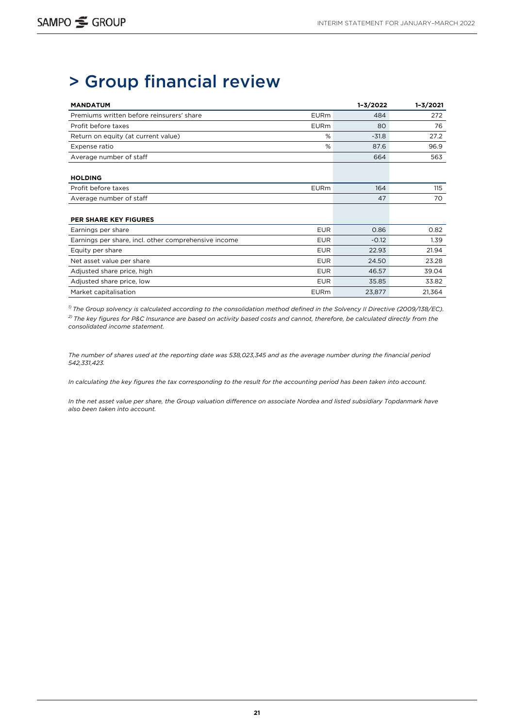# > Group financial review

| MANDATUM | | 1–3/2022 | 1–3/2021 |
|---|---|---|---|
| Premiums written before reinsurers' share | EURm | 484 | 272 |
| Profit before taxes | EURm | 80 | 76 |
| Return on equity (at current value) | % | -31.8 | 27.2 |
| Expense ratio | % | 87.6 | 96.9 |
| Average number of staff | | 664 | 563 |
| | | | |
| **HOLDING** | | | |
| Profit before taxes | EURm | 164 | 115 |
| Average number of staff | | 47 | 70 |
| | | | |
| **PER SHARE KEY FIGURES** | | | |
| Earnings per share | EUR | 0.86 | 0.82 |
| Earnings per share, incl. other comprehensive income | EUR | -0.12 | 1.39 |
| Equity per share | EUR | 22.93 | 21.94 |
| Net asset value per share | EUR | 24.50 | 23.28 |
| Adjusted share price, high | EUR | 46.57 | 39.04 |
| Adjusted share price, low | EUR | 35.85 | 33.82 |
| Market capitalisation | EURm | 23,877 | 21,364 |

*[1] The Group solvency is calculated according to the consolidation method defined in the Solvency II Directive (2009/138/EC).*
*[2] The key figures for P&C Insurance are based on activity based costs and cannot, therefore, be calculated directly from the consolidated income statement.*

*The number of shares used at the reporting date was 538,023,345 and as the average number during the financial period 542,331,423.*

*In calculating the key figures the tax corresponding to the result for the accounting period has been taken into account.*

*In the net asset value per share, the Group valuation difference on associate Nordea and listed subsidiary Topdanmark have also been taken into account.*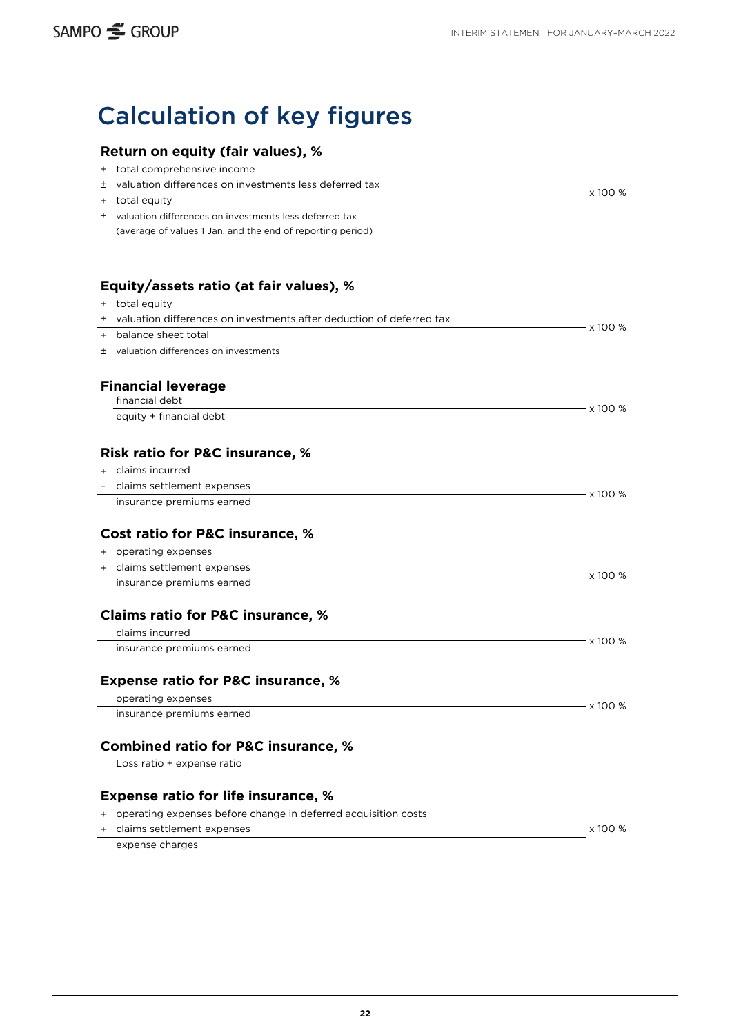# Calculation of key figures

### Return on equity (fair values), %

+ total comprehensive income
± valuation differences on investments less deferred tax

---

+ total equity
± valuation differences on investments less deferred tax
(average of values 1 Jan. and the end of reporting period)

x 100 %

### Equity/assets ratio (at fair values), %

+ total equity
± valuation differences on investments after deduction of deferred tax

---

+ balance sheet total
± valuation differences on investments

x 100 %

### Financial leverage

financial debt

---

equity + financial debt

x 100 %

### Risk ratio for P&C insurance, %

+ claims incurred
– claims settlement expenses

---

insurance premiums earned

x 100 %

### Cost ratio for P&C insurance, %

+ operating expenses
+ claims settlement expenses

---

insurance premiums earned

x 100 %

### Claims ratio for P&C insurance, %

claims incurred

---

insurance premiums earned

x 100 %

### Expense ratio for P&C insurance, %

operating expenses

---

insurance premiums earned

x 100 %

### Combined ratio for P&C insurance, %

Loss ratio + expense ratio

### Expense ratio for life insurance, %

+ operating expenses before change in deferred acquisition costs
+ claims settlement expenses

---

expense charges

x 100 %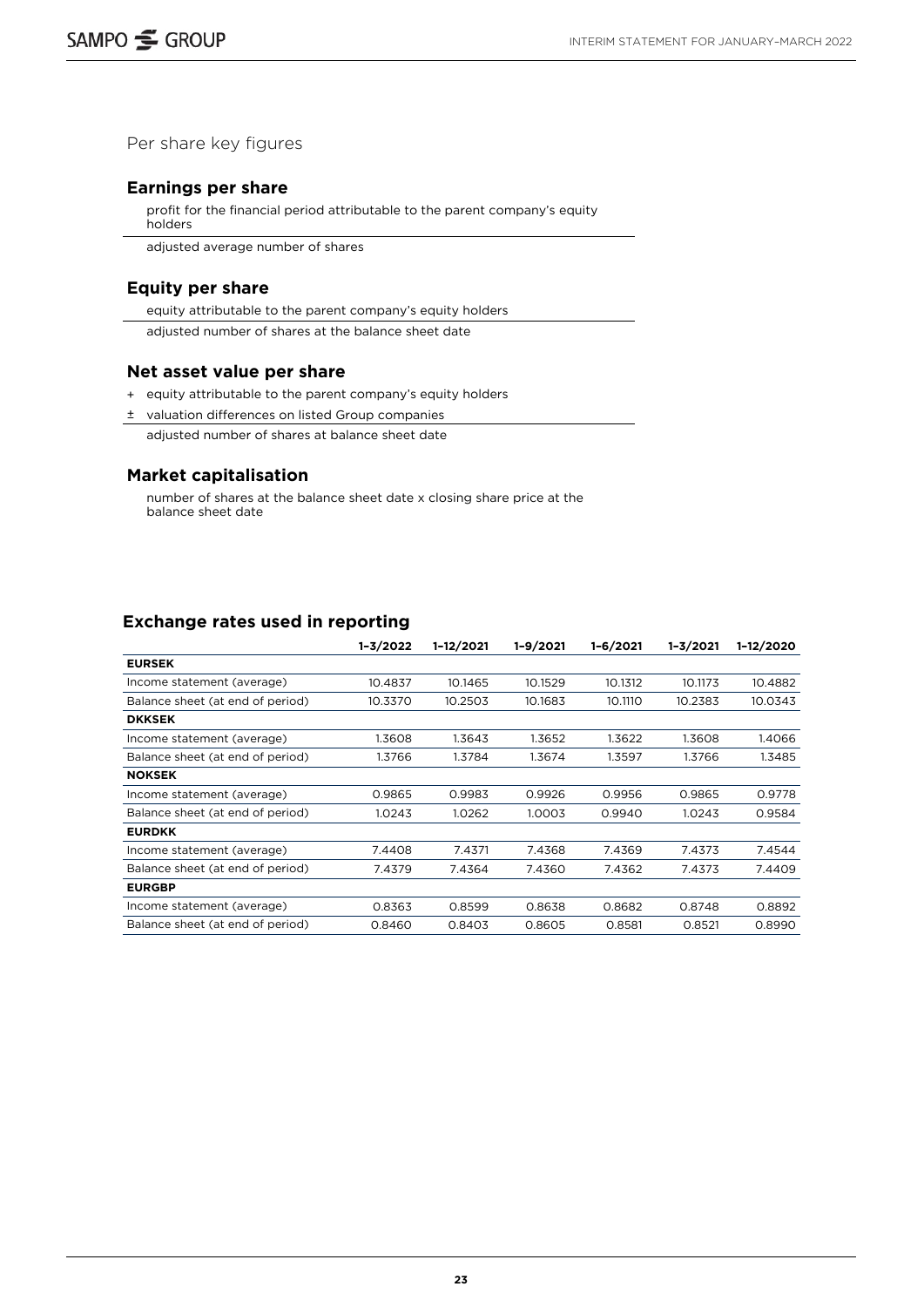Per share key figures

## Earnings per share

$$\frac{\text{profit for the financial period attributable to the parent company's equity holders}}{\text{adjusted average number of shares}}$$

## Equity per share

$$\frac{\text{equity attributable to the parent company's equity holders}}{\text{adjusted number of shares at the balance sheet date}}$$

## Net asset value per share

$$\frac{+ \text{ equity attributable to the parent company's equity holders} \pm \text{ valuation differences on listed Group companies}}{\text{adjusted number of shares at balance sheet date}}$$

## Market capitalisation

number of shares at the balance sheet date x closing share price at the balance sheet date

## Exchange rates used in reporting

| | 1–3/2022 | 1–12/2021 | 1–9/2021 | 1–6/2021 | 1–3/2021 | 1–12/2020 |
|---|---|---|---|---|---|---|
| **EURSEK** | | | | | | |
| Income statement (average) | 10.4837 | 10.1465 | 10.1529 | 10.1312 | 10.1173 | 10.4882 |
| Balance sheet (at end of period) | 10.3370 | 10.2503 | 10.1683 | 10.1110 | 10.2383 | 10.0343 |
| **DKKSEK** | | | | | | |
| Income statement (average) | 1.3608 | 1.3643 | 1.3652 | 1.3622 | 1.3608 | 1.4066 |
| Balance sheet (at end of period) | 1.3766 | 1.3784 | 1.3674 | 1.3597 | 1.3766 | 1.3485 |
| **NOKSEK** | | | | | | |
| Income statement (average) | 0.9865 | 0.9983 | 0.9926 | 0.9956 | 0.9865 | 0.9778 |
| Balance sheet (at end of period) | 1.0243 | 1.0262 | 1.0003 | 0.9940 | 1.0243 | 0.9584 |
| **EURDKK** | | | | | | |
| Income statement (average) | 7.4408 | 7.4371 | 7.4368 | 7.4369 | 7.4373 | 7.4544 |
| Balance sheet (at end of period) | 7.4379 | 7.4364 | 7.4360 | 7.4362 | 7.4373 | 7.4409 |
| **EURGBP** | | | | | | |
| Income statement (average) | 0.8363 | 0.8599 | 0.8638 | 0.8682 | 0.8748 | 0.8892 |
| Balance sheet (at end of period) | 0.8460 | 0.8403 | 0.8605 | 0.8581 | 0.8521 | 0.8990 |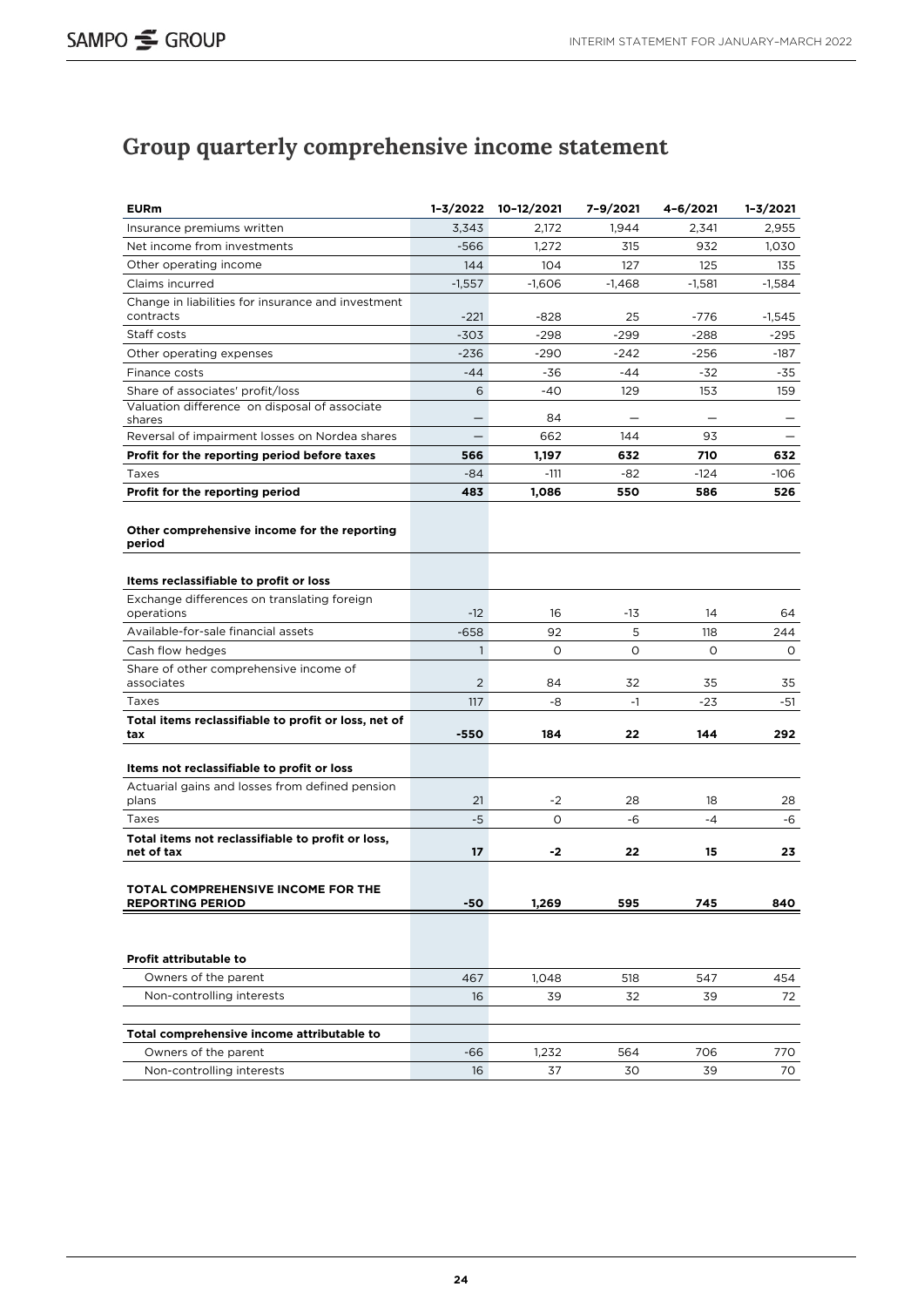# Group quarterly comprehensive income statement

| EURm | 1–3/2022 | 10–12/2021 | 7–9/2021 | 4–6/2021 | 1–3/2021 |
|---|---|---|---|---|---|
| Insurance premiums written | 3,343 | 2,172 | 1,944 | 2,341 | 2,955 |
| Net income from investments | -566 | 1,272 | 315 | 932 | 1,030 |
| Other operating income | 144 | 104 | 127 | 125 | 135 |
| Claims incurred | -1,557 | -1,606 | -1,468 | -1,581 | -1,584 |
| Change in liabilities for insurance and investment contracts | -221 | -828 | 25 | -776 | -1,545 |
| Staff costs | -303 | -298 | -299 | -288 | -295 |
| Other operating expenses | -236 | -290 | -242 | -256 | -187 |
| Finance costs | -44 | -36 | -44 | -32 | -35 |
| Share of associates' profit/loss | 6 | -40 | 129 | 153 | 159 |
| Valuation difference on disposal of associate shares | — | 84 | — | — | — |
| Reversal of impairment losses on Nordea shares | — | 662 | 144 | 93 | — |
| **Profit for the reporting period before taxes** | **566** | **1,197** | **632** | **710** | **632** |
| Taxes | -84 | -111 | -82 | -124 | -106 |
| **Profit for the reporting period** | **483** | **1,086** | **550** | **586** | **526** |
| | | | | | |
| **Other comprehensive income for the reporting period** | | | | | |
| | | | | | |
| **Items reclassifiable to profit or loss** | | | | | |
| Exchange differences on translating foreign operations | -12 | 16 | -13 | 14 | 64 |
| Available-for-sale financial assets | -658 | 92 | 5 | 118 | 244 |
| Cash flow hedges | 1 | 0 | 0 | 0 | 0 |
| Share of other comprehensive income of associates | 2 | 84 | 32 | 35 | 35 |
| Taxes | 117 | -8 | -1 | -23 | -51 |
| **Total items reclassifiable to profit or loss, net of tax** | **-550** | **184** | **22** | **144** | **292** |
| | | | | | |
| **Items not reclassifiable to profit or loss** | | | | | |
| Actuarial gains and losses from defined pension plans | 21 | -2 | 28 | 18 | 28 |
| Taxes | -5 | 0 | -6 | -4 | -6 |
| **Total items not reclassifiable to profit or loss, net of tax** | **17** | **-2** | **22** | **15** | **23** |
| | | | | | |
| **TOTAL COMPREHENSIVE INCOME FOR THE REPORTING PERIOD** | **-50** | **1,269** | **595** | **745** | **840** |
| | | | | | |
| **Profit attributable to** | | | | | |
| Owners of the parent | 467 | 1,048 | 518 | 547 | 454 |
| Non-controlling interests | 16 | 39 | 32 | 39 | 72 |
| | | | | | |
| **Total comprehensive income attributable to** | | | | | |
| Owners of the parent | -66 | 1,232 | 564 | 706 | 770 |
| Non-controlling interests | 16 | 37 | 30 | 39 | 70 |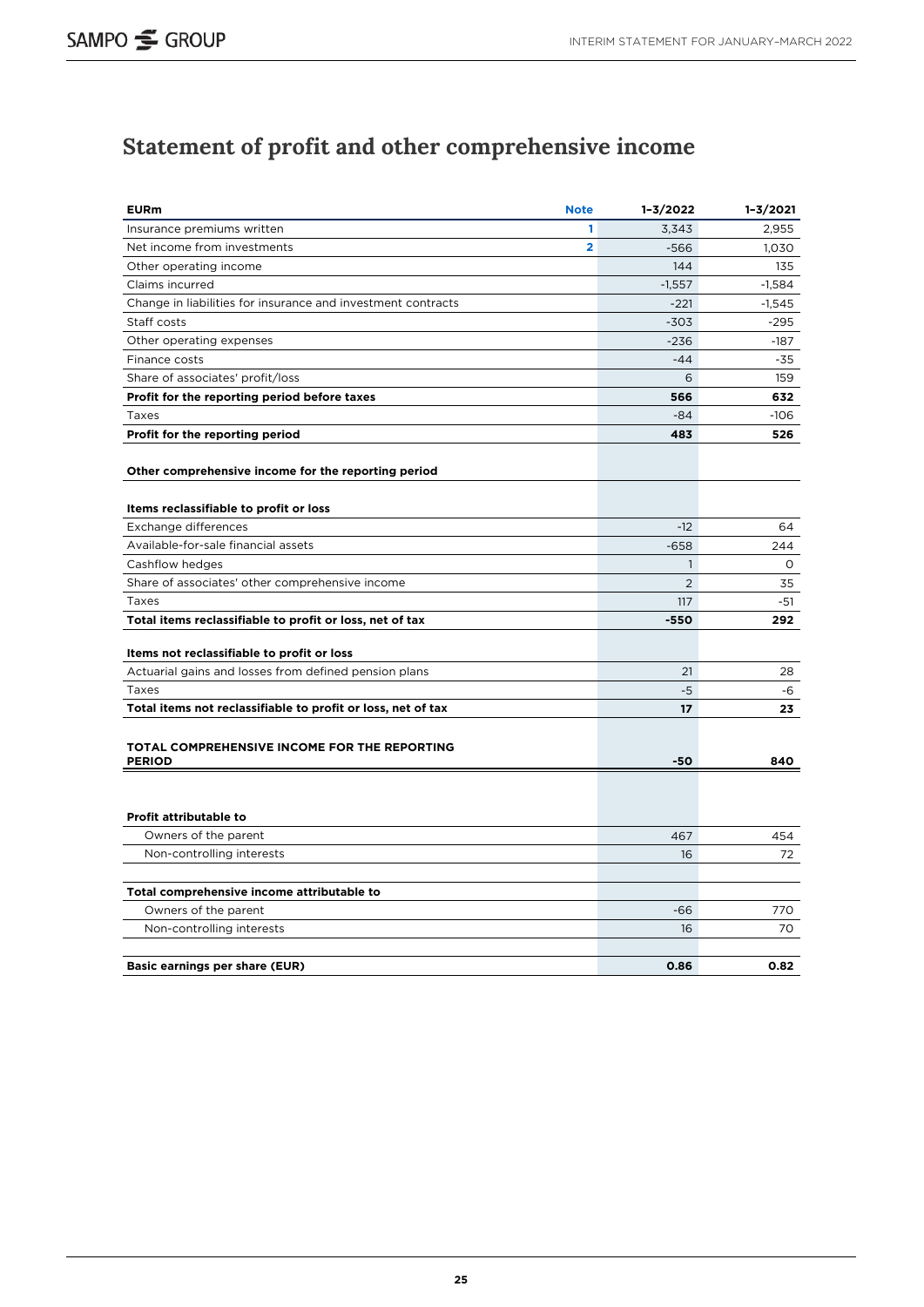# Statement of profit and other comprehensive income

| EURm | Note | 1–3/2022 | 1–3/2021 |
|---|---|---|---|
| Insurance premiums written | 1 | 3,343 | 2,955 |
| Net income from investments | 2 | -566 | 1,030 |
| Other operating income | | 144 | 135 |
| Claims incurred | | -1,557 | -1,584 |
| Change in liabilities for insurance and investment contracts | | -221 | -1,545 |
| Staff costs | | -303 | -295 |
| Other operating expenses | | -236 | -187 |
| Finance costs | | -44 | -35 |
| Share of associates' profit/loss | | 6 | 159 |
| **Profit for the reporting period before taxes** | | **566** | **632** |
| Taxes | | -84 | -106 |
| **Profit for the reporting period** | | **483** | **526** |
| | | | |
| **Other comprehensive income for the reporting period** | | | |
| | | | |
| **Items reclassifiable to profit or loss** | | | |
| Exchange differences | | -12 | 64 |
| Available-for-sale financial assets | | -658 | 244 |
| Cashflow hedges | | 1 | 0 |
| Share of associates' other comprehensive income | | 2 | 35 |
| Taxes | | 117 | -51 |
| **Total items reclassifiable to profit or loss, net of tax** | | **-550** | **292** |
| | | | |
| **Items not reclassifiable to profit or loss** | | | |
| Actuarial gains and losses from defined pension plans | | 21 | 28 |
| Taxes | | -5 | -6 |
| **Total items not reclassifiable to profit or loss, net of tax** | | **17** | **23** |
| | | | |
| **TOTAL COMPREHENSIVE INCOME FOR THE REPORTING PERIOD** | | **-50** | **840** |
| | | | |
| **Profit attributable to** | | | |
| Owners of the parent | | 467 | 454 |
| Non-controlling interests | | 16 | 72 |
| | | | |
| **Total comprehensive income attributable to** | | | |
| Owners of the parent | | -66 | 770 |
| Non-controlling interests | | 16 | 70 |
| | | | |
| **Basic earnings per share (EUR)** | | **0.86** | **0.82** |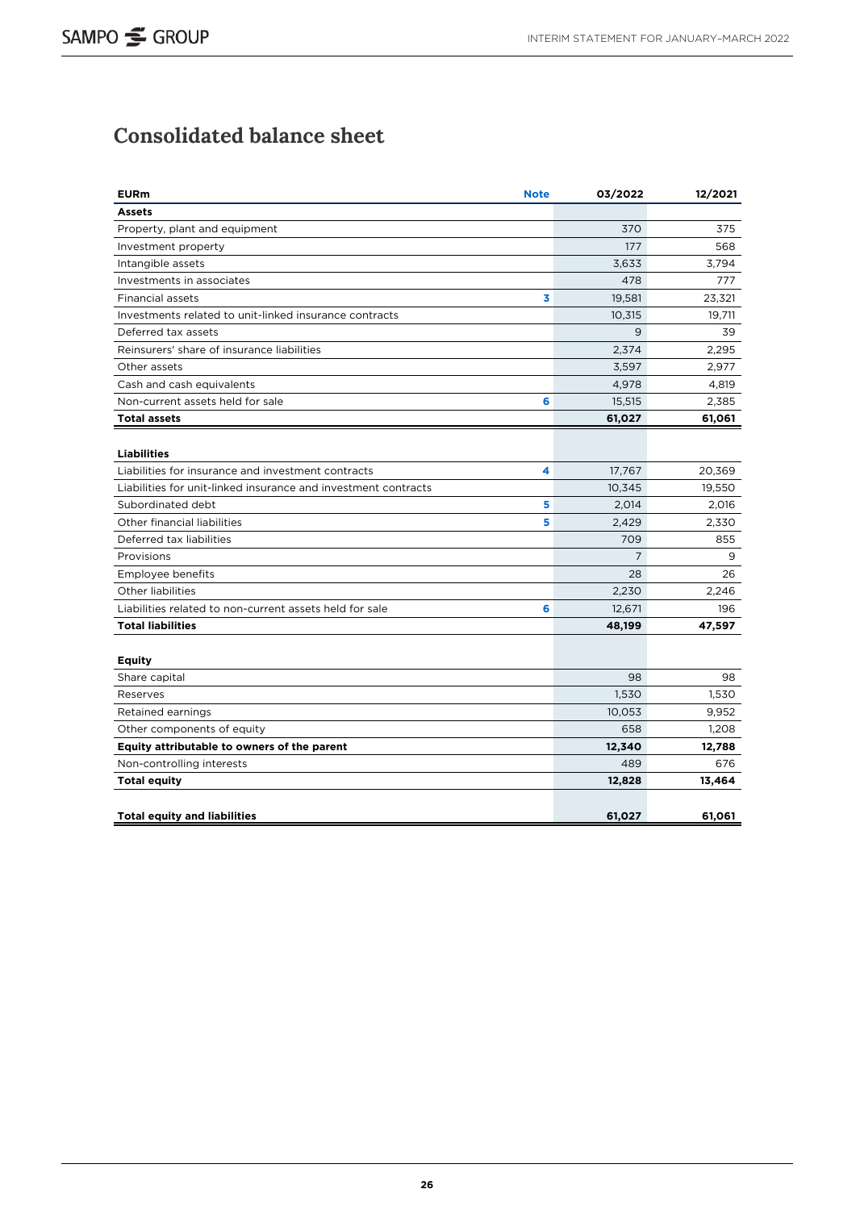# Consolidated balance sheet

| EURm | Note | 03/2022 | 12/2021 |
|---|---|---|---|
| **Assets** | | | |
| Property, plant and equipment | | 370 | 375 |
| Investment property | | 177 | 568 |
| Intangible assets | | 3,633 | 3,794 |
| Investments in associates | | 478 | 777 |
| Financial assets | 3 | 19,581 | 23,321 |
| Investments related to unit-linked insurance contracts | | 10,315 | 19,711 |
| Deferred tax assets | | 9 | 39 |
| Reinsurers' share of insurance liabilities | | 2,374 | 2,295 |
| Other assets | | 3,597 | 2,977 |
| Cash and cash equivalents | | 4,978 | 4,819 |
| Non-current assets held for sale | 6 | 15,515 | 2,385 |
| **Total assets** | | **61,027** | **61,061** |
| | | | |
| **Liabilities** | | | |
| Liabilities for insurance and investment contracts | 4 | 17,767 | 20,369 |
| Liabilities for unit-linked insurance and investment contracts | | 10,345 | 19,550 |
| Subordinated debt | 5 | 2,014 | 2,016 |
| Other financial liabilities | 5 | 2,429 | 2,330 |
| Deferred tax liabilities | | 709 | 855 |
| Provisions | | 7 | 9 |
| Employee benefits | | 28 | 26 |
| Other liabilities | | 2,230 | 2,246 |
| Liabilities related to non-current assets held for sale | 6 | 12,671 | 196 |
| **Total liabilities** | | **48,199** | **47,597** |
| | | | |
| **Equity** | | | |
| Share capital | | 98 | 98 |
| Reserves | | 1,530 | 1,530 |
| Retained earnings | | 10,053 | 9,952 |
| Other components of equity | | 658 | 1,208 |
| **Equity attributable to owners of the parent** | | **12,340** | **12,788** |
| Non-controlling interests | | 489 | 676 |
| **Total equity** | | **12,828** | **13,464** |
| | | | |
| **Total equity and liabilities** | | **61,027** | **61,061** |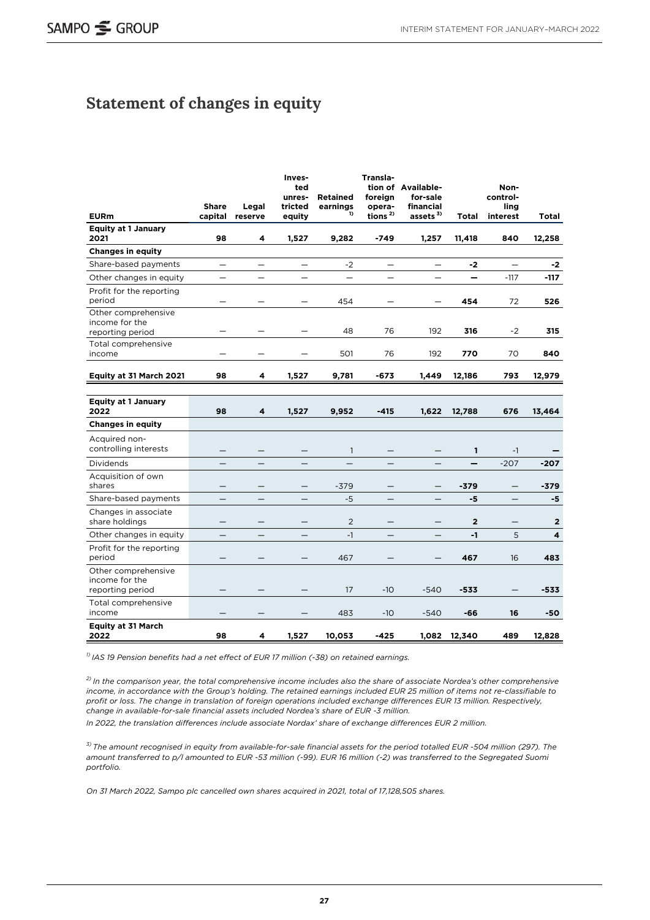# Statement of changes in equity

| EURm | Share capital | Legal reserve | Invested unrestricted equity | Retained earnings [1] | Translation of foreign operations [2] | Available-for-sale financial assets [3] | Total | Non-controlling interest | Total |
|---|---|---|---|---|---|---|---|---|---|
| **Equity at 1 January 2021** | **98** | **4** | **1,527** | **9,282** | **-749** | **1,257** | **11,418** | **840** | **12,258** |
| **Changes in equity** | | | | | | | | | |
| Share-based payments | — | — | — | -2 | — | — | **-2** | — | **-2** |
| Other changes in equity | — | — | — | — | — | — | **—** | -117 | **-117** |
| Profit for the reporting period | — | — | — | 454 | — | — | **454** | 72 | **526** |
| Other comprehensive income for the reporting period | — | — | — | 48 | 76 | 192 | **316** | -2 | **315** |
| Total comprehensive income | — | — | — | 501 | 76 | 192 | **770** | 70 | **840** |
| **Equity at 31 March 2021** | **98** | **4** | **1,527** | **9,781** | **-673** | **1,449** | **12,186** | **793** | **12,979** |
| | | | | | | | | | |
| **Equity at 1 January 2022** | **98** | **4** | **1,527** | **9,952** | **-415** | **1,622** | **12,788** | **676** | **13,464** |
| **Changes in equity** | | | | | | | | | |
| Acquired non-controlling interests | — | — | — | 1 | — | — | **1** | -1 | **—** |
| Dividends | — | — | — | — | — | — | **—** | -207 | **-207** |
| Acquisition of own shares | — | — | — | -379 | — | — | **-379** | — | **-379** |
| Share-based payments | — | — | — | -5 | — | — | **-5** | — | **-5** |
| Changes in associate share holdings | — | — | — | 2 | — | — | **2** | — | **2** |
| Other changes in equity | — | — | — | -1 | — | — | **-1** | 5 | **4** |
| Profit for the reporting period | — | — | — | 467 | — | — | **467** | 16 | **483** |
| Other comprehensive income for the reporting period | — | — | — | 17 | -10 | -540 | **-533** | — | **-533** |
| Total comprehensive income | — | — | — | 483 | -10 | -540 | **-66** | **16** | **-50** |
| **Equity at 31 March 2022** | **98** | **4** | **1,527** | **10,053** | **-425** | **1,082** | **12,340** | **489** | **12,828** |

*[1] IAS 19 Pension benefits had a net effect of EUR 17 million (-38) on retained earnings.*

*[2] In the comparison year, the total comprehensive income includes also the share of associate Nordea's other comprehensive income, in accordance with the Group's holding. The retained earnings included EUR 25 million of items not re-classifiable to profit or loss. The change in translation of foreign operations included exchange differences EUR 13 million. Respectively, change in available-for-sale financial assets included Nordea's share of EUR -3 million.*

*In 2022, the translation differences include associate Nordax' share of exchange differences EUR 2 million.*

*[3] The amount recognised in equity from available-for-sale financial assets for the period totalled EUR -504 million (297). The amount transferred to p/l amounted to EUR -53 million (-99). EUR 16 million (-2) was transferred to the Segregated Suomi portfolio.*

*On 31 March 2022, Sampo plc cancelled own shares acquired in 2021, total of 17,128,505 shares.*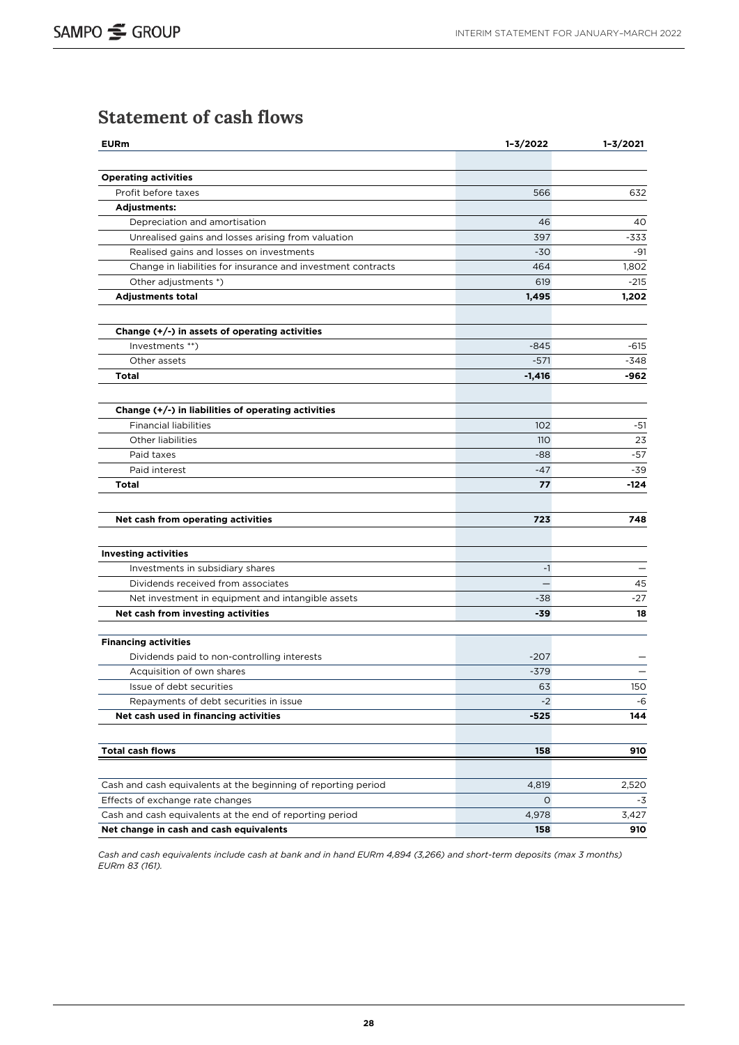## Statement of cash flows

| EURm | 1–3/2022 | 1–3/2021 |
|---|---|---|
| **Operating activities** | | |
| Profit before taxes | 566 | 632 |
| **Adjustments:** | | |
| Depreciation and amortisation | 46 | 40 |
| Unrealised gains and losses arising from valuation | 397 | -333 |
| Realised gains and losses on investments | -30 | -91 |
| Change in liabilities for insurance and investment contracts | 464 | 1,802 |
| Other adjustments *) | 619 | -215 |
| **Adjustments total** | **1,495** | **1,202** |
| | | |
| **Change (+/-) in assets of operating activities** | | |
| Investments **) | -845 | -615 |
| Other assets | -571 | -348 |
| **Total** | **-1,416** | **-962** |
| | | |
| **Change (+/-) in liabilities of operating activities** | | |
| Financial liabilities | 102 | -51 |
| Other liabilities | 110 | 23 |
| Paid taxes | -88 | -57 |
| Paid interest | -47 | -39 |
| **Total** | **77** | **-124** |
| | | |
| **Net cash from operating activities** | **723** | **748** |
| | | |
| **Investing activities** | | |
| Investments in subsidiary shares | -1 | – |
| Dividends received from associates | – | 45 |
| Net investment in equipment and intangible assets | -38 | -27 |
| **Net cash from investing activities** | **-39** | **18** |
| | | |
| **Financing activities** | | |
| Dividends paid to non-controlling interests | -207 | – |
| Acquisition of own shares | -379 | – |
| Issue of debt securities | 63 | 150 |
| Repayments of debt securities in issue | -2 | -6 |
| **Net cash used in financing activities** | **-525** | **144** |
| | | |
| **Total cash flows** | **158** | **910** |
| | | |
| Cash and cash equivalents at the beginning of reporting period | 4,819 | 2,520 |
| Effects of exchange rate changes | 0 | -3 |
| Cash and cash equivalents at the end of reporting period | 4,978 | 3,427 |
| **Net change in cash and cash equivalents** | **158** | **910** |

*Cash and cash equivalents include cash at bank and in hand EURm 4,894 (3,266) and short-term deposits (max 3 months) EURm 83 (161).*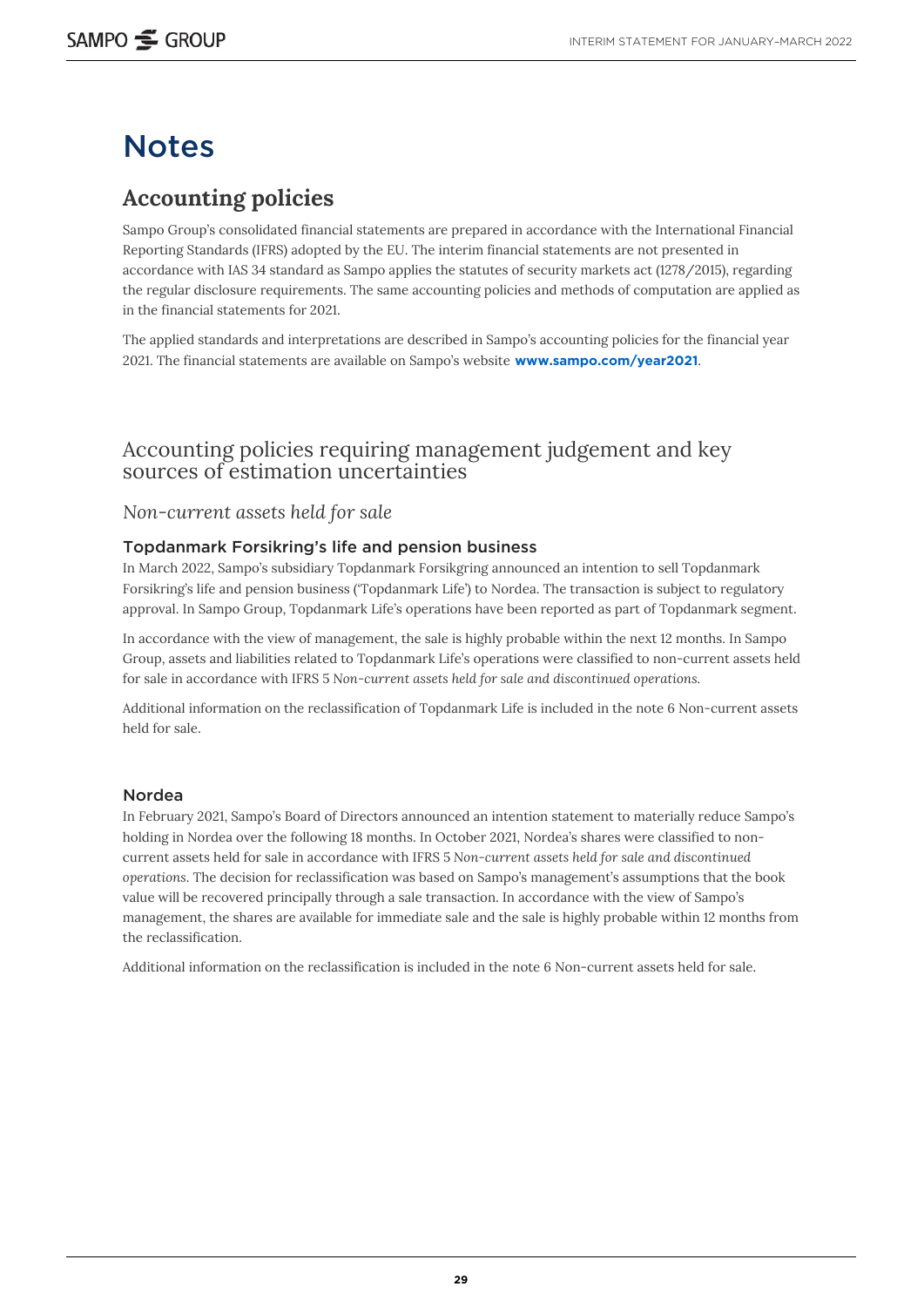# Notes

## Accounting policies

Sampo Group's consolidated financial statements are prepared in accordance with the International Financial Reporting Standards (IFRS) adopted by the EU. The interim financial statements are not presented in accordance with IAS 34 standard as Sampo applies the statutes of security markets act (1278/2015), regarding the regular disclosure requirements. The same accounting policies and methods of computation are applied as in the financial statements for 2021.

The applied standards and interpretations are described in Sampo's accounting policies for the financial year 2021. The financial statements are available on Sampo's website **www.sampo.com/year2021**.

### Accounting policies requiring management judgement and key sources of estimation uncertainties

#### *Non-current assets held for sale*

##### Topdanmark Forsikring's life and pension business

In March 2022, Sampo's subsidiary Topdanmark Forsikgring announced an intention to sell Topdanmark Forsikring's life and pension business ('Topdanmark Life') to Nordea. The transaction is subject to regulatory approval. In Sampo Group, Topdanmark Life's operations have been reported as part of Topdanmark segment.

In accordance with the view of management, the sale is highly probable within the next 12 months. In Sampo Group, assets and liabilities related to Topdanmark Life's operations were classified to non-current assets held for sale in accordance with IFRS 5 *Non-current assets held for sale and discontinued operations.*

Additional information on the reclassification of Topdanmark Life is included in the note 6 Non-current assets held for sale.

##### Nordea

In February 2021, Sampo's Board of Directors announced an intention statement to materially reduce Sampo's holding in Nordea over the following 18 months. In October 2021, Nordea's shares were classified to non-current assets held for sale in accordance with IFRS 5 *Non-current assets held for sale and discontinued operations*. The decision for reclassification was based on Sampo's management's assumptions that the book value will be recovered principally through a sale transaction. In accordance with the view of Sampo's management, the shares are available for immediate sale and the sale is highly probable within 12 months from the reclassification.

Additional information on the reclassification is included in the note 6 Non-current assets held for sale.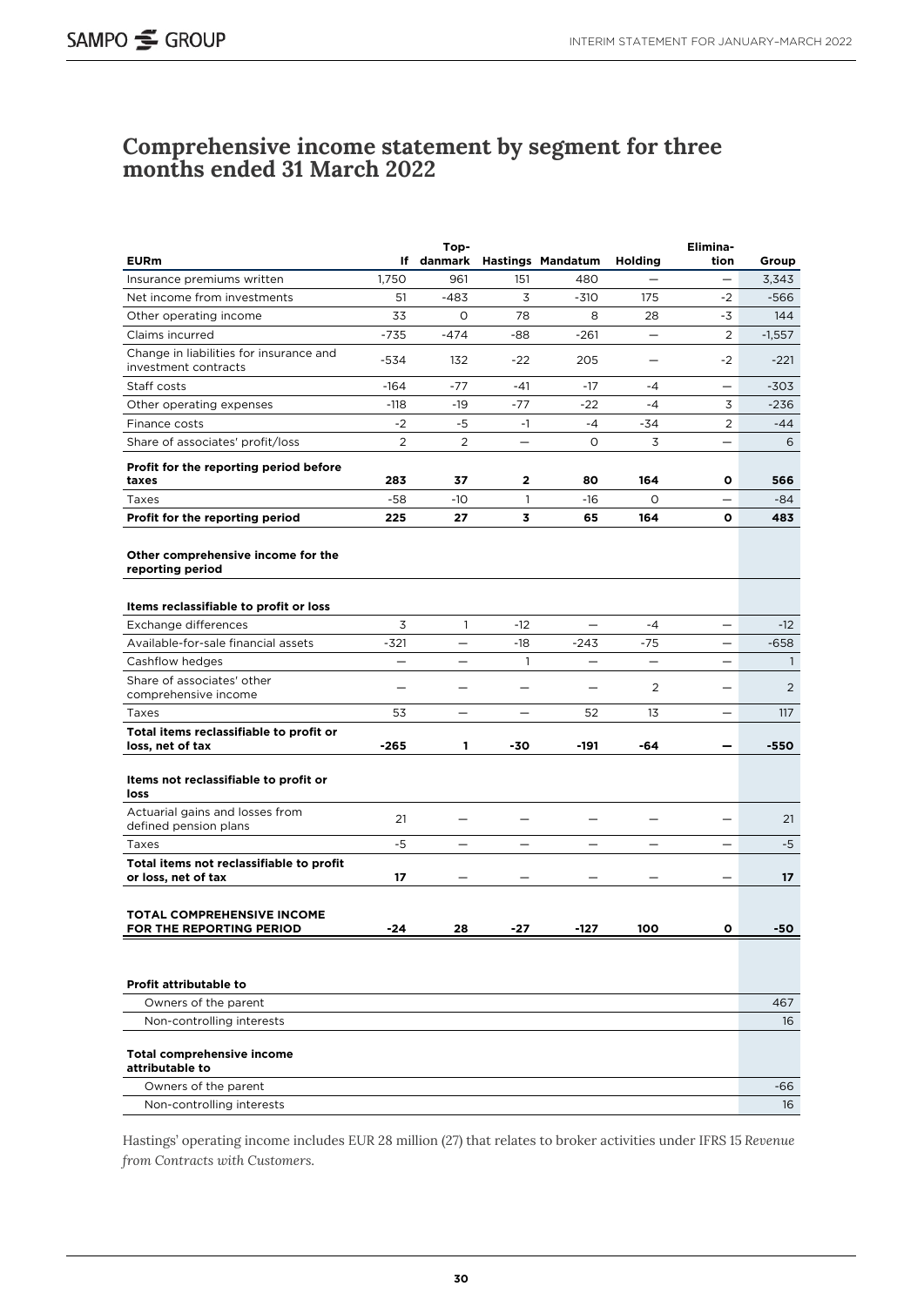## Comprehensive income statement by segment for three months ended 31 March 2022

| EURm | If | Top-danmark | Hastings | Mandatum | Holding | Elimina-tion | Group |
|---|---|---|---|---|---|---|---|
| Insurance premiums written | 1,750 | 961 | 151 | 480 | — | — | 3,343 |
| Net income from investments | 51 | -483 | 3 | -310 | 175 | -2 | -566 |
| Other operating income | 33 | 0 | 78 | 8 | 28 | -3 | 144 |
| Claims incurred | -735 | -474 | -88 | -261 | — | 2 | -1,557 |
| Change in liabilities for insurance and investment contracts | -534 | 132 | -22 | 205 | — | -2 | -221 |
| Staff costs | -164 | -77 | -41 | -17 | -4 | — | -303 |
| Other operating expenses | -118 | -19 | -77 | -22 | -4 | 3 | -236 |
| Finance costs | -2 | -5 | -1 | -4 | -34 | 2 | -44 |
| Share of associates' profit/loss | 2 | 2 | — | 0 | 3 | — | 6 |
| **Profit for the reporting period before taxes** | **283** | **37** | **2** | **80** | **164** | **0** | **566** |
| Taxes | -58 | -10 | 1 | -16 | 0 | — | -84 |
| **Profit for the reporting period** | **225** | **27** | **3** | **65** | **164** | **0** | **483** |
| | | | | | | | |
| **Other comprehensive income for the reporting period** | | | | | | | |
| | | | | | | | |
| **Items reclassifiable to profit or loss** | | | | | | | |
| Exchange differences | 3 | 1 | -12 | — | -4 | — | -12 |
| Available-for-sale financial assets | -321 | — | -18 | -243 | -75 | — | -658 |
| Cashflow hedges | — | — | 1 | — | — | — | 1 |
| Share of associates' other comprehensive income | — | — | — | — | 2 | — | 2 |
| Taxes | 53 | — | — | 52 | 13 | — | 117 |
| **Total items reclassifiable to profit or loss, net of tax** | **-265** | **1** | **-30** | **-191** | **-64** | **—** | **-550** |
| | | | | | | | |
| **Items not reclassifiable to profit or loss** | | | | | | | |
| Actuarial gains and losses from defined pension plans | 21 | — | — | — | — | — | 21 |
| Taxes | -5 | — | — | — | — | — | -5 |
| **Total items not reclassifiable to profit or loss, net of tax** | **17** | — | — | — | — | — | **17** |
| | | | | | | | |
| **TOTAL COMPREHENSIVE INCOME FOR THE REPORTING PERIOD** | **-24** | **28** | **-27** | **-127** | **100** | **0** | **-50** |
| | | | | | | | |
| **Profit attributable to** | | | | | | | |
| Owners of the parent | | | | | | | 467 |
| Non-controlling interests | | | | | | | 16 |
| | | | | | | | |
| **Total comprehensive income attributable to** | | | | | | | |
| Owners of the parent | | | | | | | -66 |
| Non-controlling interests | | | | | | | 16 |

Hastings' operating income includes EUR 28 million (27) that relates to broker activities under IFRS 15 *Revenue from Contracts with Customers.*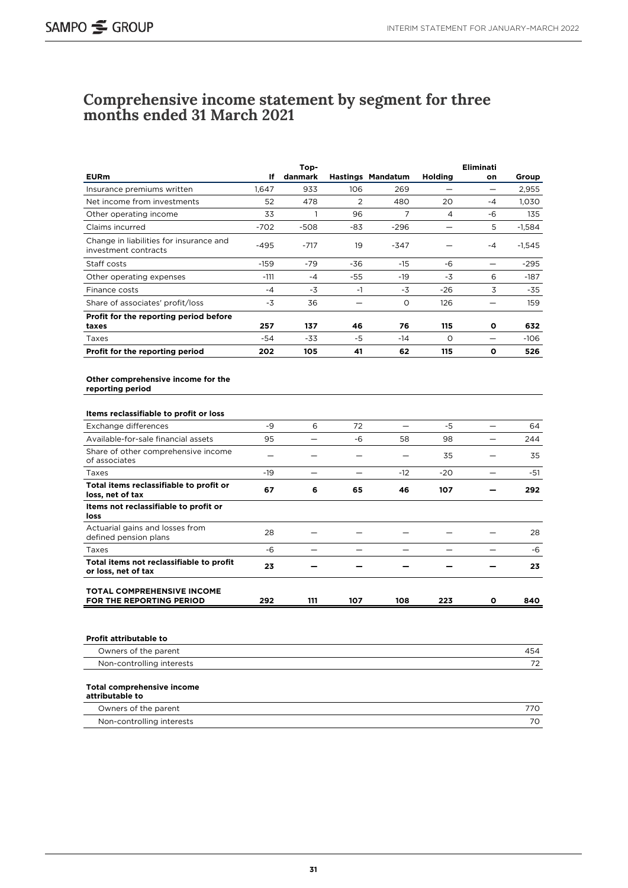## Comprehensive income statement by segment for three months ended 31 March 2021

| EURm | If | Top-danmark | Hastings | Mandatum | Holding | Eliminati on | Group |
|---|---|---|---|---|---|---|---|
| Insurance premiums written | 1,647 | 933 | 106 | 269 | — | — | 2,955 |
| Net income from investments | 52 | 478 | 2 | 480 | 20 | -4 | 1,030 |
| Other operating income | 33 | 1 | 96 | 7 | 4 | -6 | 135 |
| Claims incurred | -702 | -508 | -83 | -296 | — | 5 | -1,584 |
| Change in liabilities for insurance and investment contracts | -495 | -717 | 19 | -347 | — | -4 | -1,545 |
| Staff costs | -159 | -79 | -36 | -15 | -6 | — | -295 |
| Other operating expenses | -111 | -4 | -55 | -19 | -3 | 6 | -187 |
| Finance costs | -4 | -3 | -1 | -3 | -26 | 3 | -35 |
| Share of associates' profit/loss | -3 | 36 | — | 0 | 126 | — | 159 |
| **Profit for the reporting period before taxes** | **257** | **137** | **46** | **76** | **115** | **0** | **632** |
| Taxes | -54 | -33 | -5 | -14 | 0 | — | -106 |
| **Profit for the reporting period** | **202** | **105** | **41** | **62** | **115** | **0** | **526** |
| | | | | | | | |
| **Other comprehensive income for the reporting period** | | | | | | | |
| | | | | | | | |
| **Items reclassifiable to profit or loss** | | | | | | | |
| Exchange differences | -9 | 6 | 72 | — | -5 | — | 64 |
| Available-for-sale financial assets | 95 | — | -6 | 58 | 98 | — | 244 |
| Share of other comprehensive income of associates | — | — | — | — | 35 | — | 35 |
| Taxes | -19 | — | — | -12 | -20 | — | -51 |
| **Total items reclassifiable to profit or loss, net of tax** | **67** | **6** | **65** | **46** | **107** | **—** | **292** |
| **Items not reclassifiable to profit or loss** | | | | | | | |
| Actuarial gains and losses from defined pension plans | 28 | — | — | — | — | — | 28 |
| Taxes | -6 | — | — | — | — | — | -6 |
| **Total items not reclassifiable to profit or loss, net of tax** | **23** | **—** | **—** | **—** | **—** | **—** | **23** |
| | | | | | | | |
| **TOTAL COMPREHENSIVE INCOME FOR THE REPORTING PERIOD** | **292** | **111** | **107** | **108** | **223** | **0** | **840** |

| **Profit attributable to** | |
|---|---|
| Owners of the parent | 454 |
| Non-controlling interests | 72 |
| | |
| **Total comprehensive income attributable to** | |
| Owners of the parent | 770 |
| Non-controlling interests | 70 |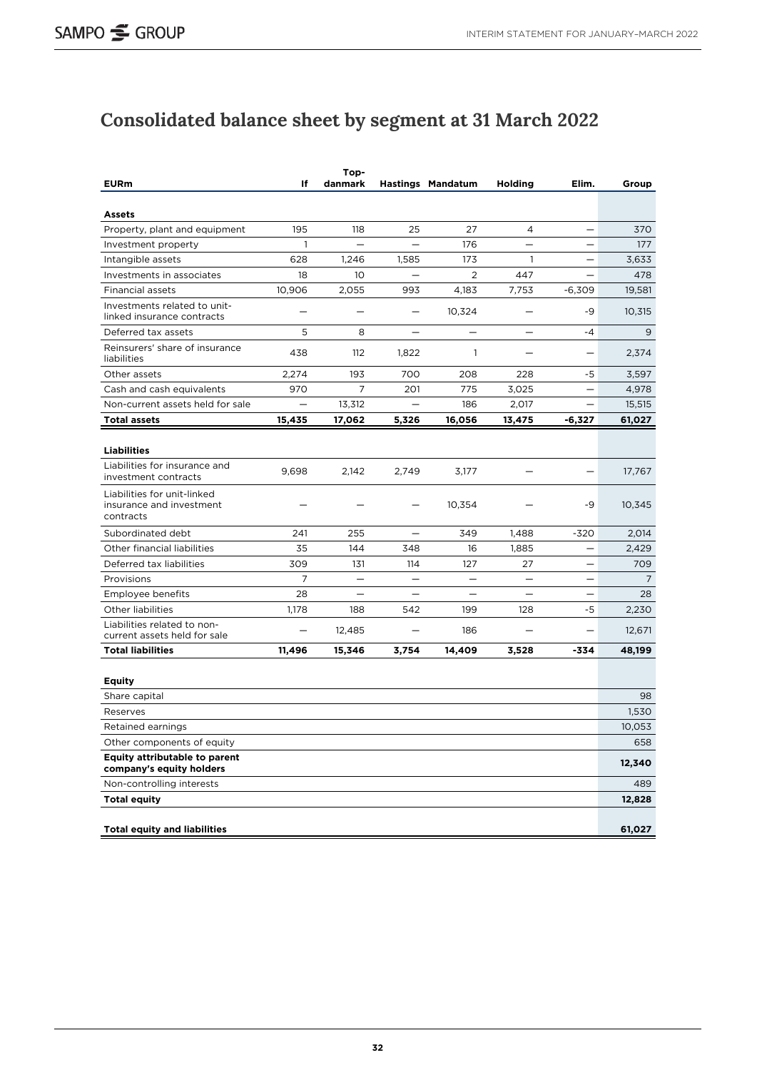# Consolidated balance sheet by segment at 31 March 2022

| EURm | If | Top-danmark | Hastings | Mandatum | Holding | Elim. | Group |
|---|---|---|---|---|---|---|---|
| **Assets** | | | | | | | |
| Property, plant and equipment | 195 | 118 | 25 | 27 | 4 | – | 370 |
| Investment property | 1 | – | – | 176 | – | – | 177 |
| Intangible assets | 628 | 1,246 | 1,585 | 173 | 1 | – | 3,633 |
| Investments in associates | 18 | 10 | – | 2 | 447 | – | 478 |
| Financial assets | 10,906 | 2,055 | 993 | 4,183 | 7,753 | -6,309 | 19,581 |
| Investments related to unit-linked insurance contracts | – | – | – | 10,324 | – | -9 | 10,315 |
| Deferred tax assets | 5 | 8 | – | – | – | -4 | 9 |
| Reinsurers' share of insurance liabilities | 438 | 112 | 1,822 | 1 | – | – | 2,374 |
| Other assets | 2,274 | 193 | 700 | 208 | 228 | -5 | 3,597 |
| Cash and cash equivalents | 970 | 7 | 201 | 775 | 3,025 | – | 4,978 |
| Non-current assets held for sale | – | 13,312 | – | 186 | 2,017 | – | 15,515 |
| **Total assets** | **15,435** | **17,062** | **5,326** | **16,056** | **13,475** | **-6,327** | **61,027** |
| | | | | | | | |
| **Liabilities** | | | | | | | |
| Liabilities for insurance and investment contracts | 9,698 | 2,142 | 2,749 | 3,177 | – | – | 17,767 |
| Liabilities for unit-linked insurance and investment contracts | – | – | – | 10,354 | – | -9 | 10,345 |
| Subordinated debt | 241 | 255 | – | 349 | 1,488 | -320 | 2,014 |
| Other financial liabilities | 35 | 144 | 348 | 16 | 1,885 | – | 2,429 |
| Deferred tax liabilities | 309 | 131 | 114 | 127 | 27 | – | 709 |
| Provisions | 7 | – | – | – | – | – | 7 |
| Employee benefits | 28 | – | – | – | – | – | 28 |
| Other liabilities | 1,178 | 188 | 542 | 199 | 128 | -5 | 2,230 |
| Liabilities related to non-current assets held for sale | – | 12,485 | – | 186 | – | – | 12,671 |
| **Total liabilities** | **11,496** | **15,346** | **3,754** | **14,409** | **3,528** | **-334** | **48,199** |
| | | | | | | | |
| **Equity** | | | | | | | |
| Share capital | | | | | | | 98 |
| Reserves | | | | | | | 1,530 |
| Retained earnings | | | | | | | 10,053 |
| Other components of equity | | | | | | | 658 |
| **Equity attributable to parent company's equity holders** | | | | | | | **12,340** |
| Non-controlling interests | | | | | | | 489 |
| **Total equity** | | | | | | | **12,828** |
| | | | | | | | |
| **Total equity and liabilities** | | | | | | | **61,027** |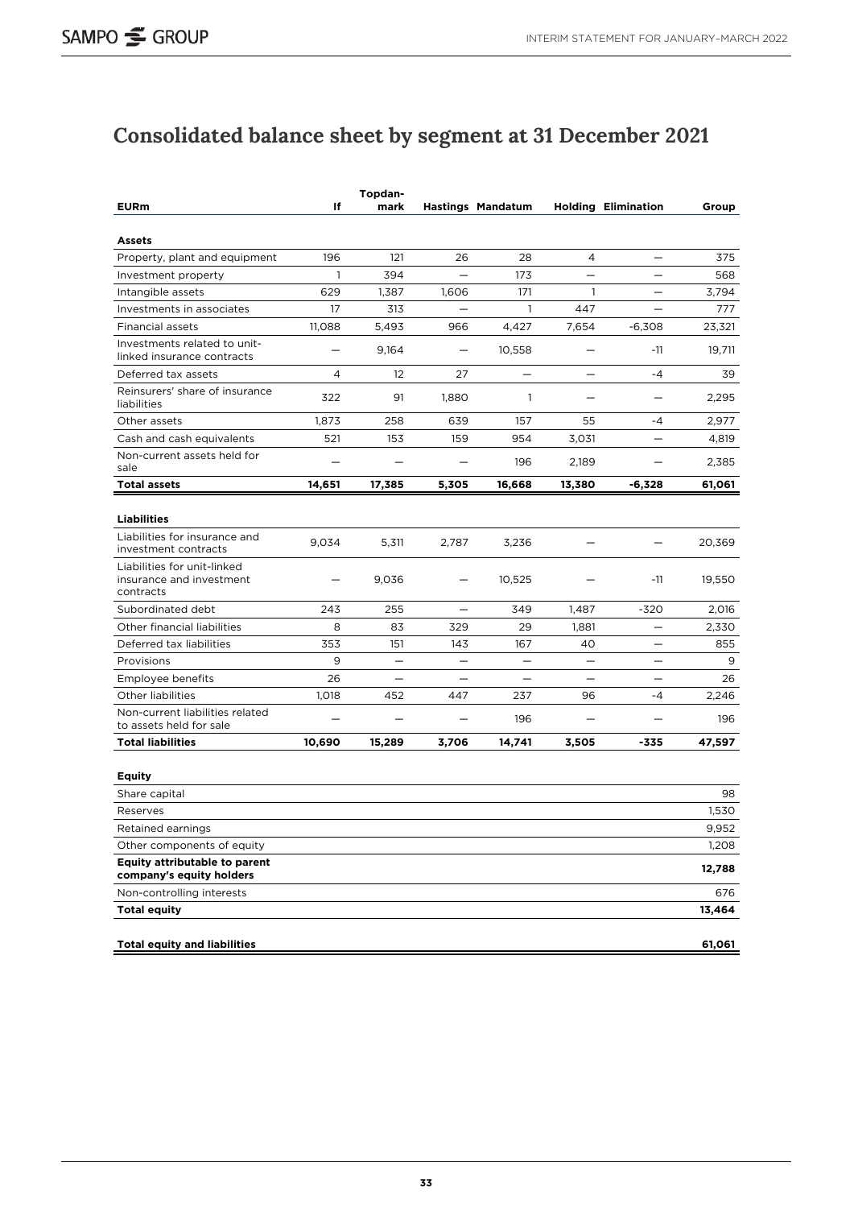# Consolidated balance sheet by segment at 31 December 2021

| EURm | If | Topdan-mark | Hastings | Mandatum | Holding | Elimination | Group |
|---|---|---|---|---|---|---|---|
| **Assets** | | | | | | | |
| Property, plant and equipment | 196 | 121 | 26 | 28 | 4 | — | 375 |
| Investment property | 1 | 394 | — | 173 | — | — | 568 |
| Intangible assets | 629 | 1,387 | 1,606 | 171 | 1 | — | 3,794 |
| Investments in associates | 17 | 313 | — | 1 | 447 | — | 777 |
| Financial assets | 11,088 | 5,493 | 966 | 4,427 | 7,654 | -6,308 | 23,321 |
| Investments related to unit-linked insurance contracts | — | 9,164 | — | 10,558 | — | -11 | 19,711 |
| Deferred tax assets | 4 | 12 | 27 | — | — | -4 | 39 |
| Reinsurers' share of insurance liabilities | 322 | 91 | 1,880 | 1 | — | — | 2,295 |
| Other assets | 1,873 | 258 | 639 | 157 | 55 | -4 | 2,977 |
| Cash and cash equivalents | 521 | 153 | 159 | 954 | 3,031 | — | 4,819 |
| Non-current assets held for sale | — | — | — | 196 | 2,189 | — | 2,385 |
| **Total assets** | **14,651** | **17,385** | **5,305** | **16,668** | **13,380** | **-6,328** | **61,061** |
| **Liabilities** | | | | | | | |
| Liabilities for insurance and investment contracts | 9,034 | 5,311 | 2,787 | 3,236 | — | — | 20,369 |
| Liabilities for unit-linked insurance and investment contracts | — | 9,036 | — | 10,525 | — | -11 | 19,550 |
| Subordinated debt | 243 | 255 | — | 349 | 1,487 | -320 | 2,016 |
| Other financial liabilities | 8 | 83 | 329 | 29 | 1,881 | — | 2,330 |
| Deferred tax liabilities | 353 | 151 | 143 | 167 | 40 | — | 855 |
| Provisions | 9 | — | — | — | — | — | 9 |
| Employee benefits | 26 | — | — | — | — | — | 26 |
| Other liabilities | 1,018 | 452 | 447 | 237 | 96 | -4 | 2,246 |
| Non-current liabilities related to assets held for sale | — | — | — | 196 | — | — | 196 |
| **Total liabilities** | **10,690** | **15,289** | **3,706** | **14,741** | **3,505** | **-335** | **47,597** |
| **Equity** | | | | | | | |
| Share capital | | | | | | | 98 |
| Reserves | | | | | | | 1,530 |
| Retained earnings | | | | | | | 9,952 |
| Other components of equity | | | | | | | 1,208 |
| **Equity attributable to parent company's equity holders** | | | | | | | **12,788** |
| Non-controlling interests | | | | | | | 676 |
| **Total equity** | | | | | | | **13,464** |
| **Total equity and liabilities** | | | | | | | **61,061** |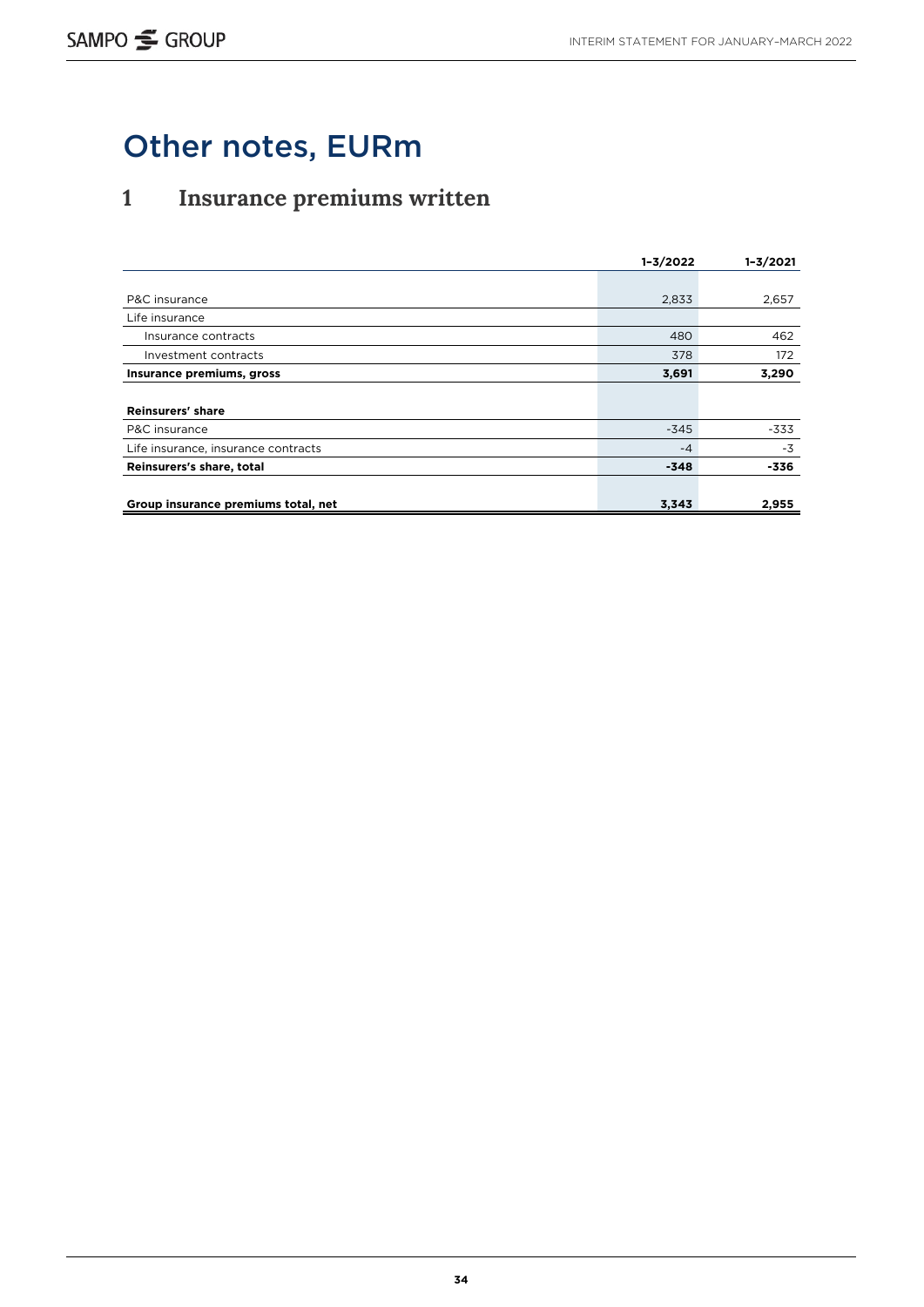# Other notes, EURm

## 1 Insurance premiums written

| | 1–3/2022 | 1–3/2021 |
|---|---|---|
| P&C insurance | 2,833 | 2,657 |
| Life insurance | | |
| Insurance contracts | 480 | 462 |
| Investment contracts | 378 | 172 |
| **Insurance premiums, gross** | **3,691** | **3,290** |
| | | |
| **Reinsurers' share** | | |
| P&C insurance | -345 | -333 |
| Life insurance, insurance contracts | -4 | -3 |
| **Reinsurers's share, total** | **-348** | **-336** |
| | | |
| **Group insurance premiums total, net** | **3,343** | **2,955** |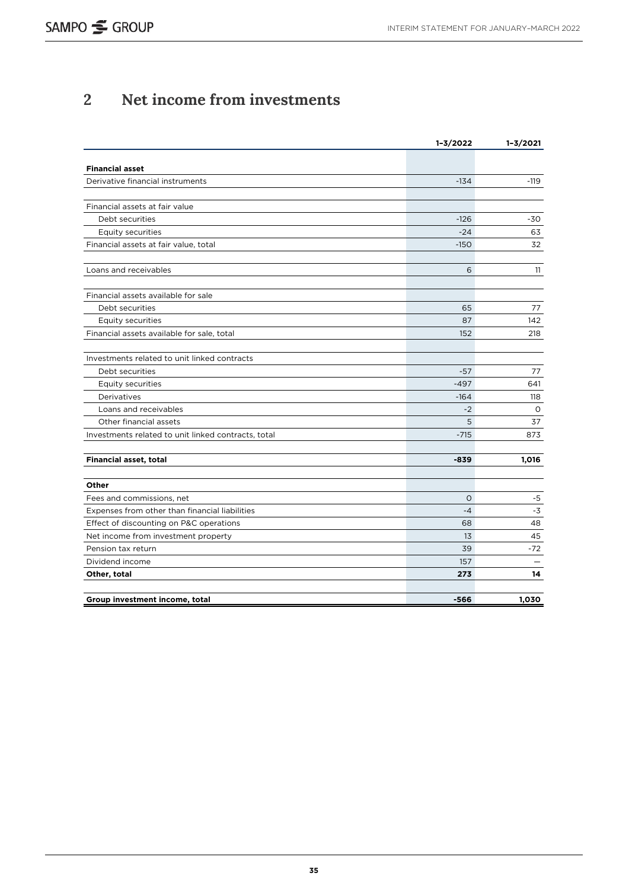## 2 Net income from investments

| | 1–3/2022 | 1–3/2021 |
|---|---|---|
| **Financial asset** | | |
| Derivative financial instruments | -134 | -119 |
| | | |
| Financial assets at fair value | | |
| Debt securities | -126 | -30 |
| Equity securities | -24 | 63 |
| Financial assets at fair value, total | -150 | 32 |
| | | |
| Loans and receivables | 6 | 11 |
| | | |
| Financial assets available for sale | | |
| Debt securities | 65 | 77 |
| Equity securities | 87 | 142 |
| Financial assets available for sale, total | 152 | 218 |
| | | |
| Investments related to unit linked contracts | | |
| Debt securities | -57 | 77 |
| Equity securities | -497 | 641 |
| Derivatives | -164 | 118 |
| Loans and receivables | -2 | 0 |
| Other financial assets | 5 | 37 |
| Investments related to unit linked contracts, total | -715 | 873 |
| | | |
| **Financial asset, total** | **-839** | **1,016** |
| | | |
| **Other** | | |
| Fees and commissions, net | 0 | -5 |
| Expenses from other than financial liabilities | -4 | -3 |
| Effect of discounting on P&C operations | 68 | 48 |
| Net income from investment property | 13 | 45 |
| Pension tax return | 39 | -72 |
| Dividend income | 157 | — |
| **Other, total** | **273** | **14** |
| | | |
| **Group investment income, total** | **-566** | **1,030** |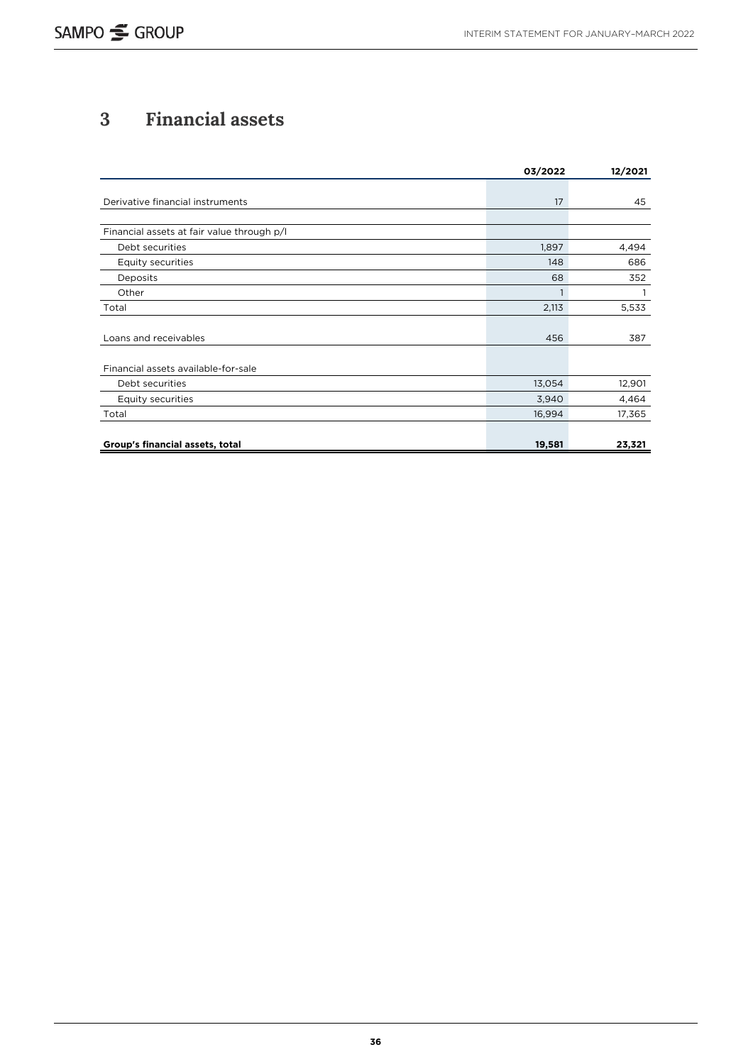## 3 Financial assets

| | 03/2022 | 12/2021 |
|---|---|---|
| Derivative financial instruments | 17 | 45 |
| Financial assets at fair value through p/l | | |
| Debt securities | 1,897 | 4,494 |
| Equity securities | 148 | 686 |
| Deposits | 68 | 352 |
| Other | 1 | 1 |
| Total | 2,113 | 5,533 |
| Loans and receivables | 456 | 387 |
| Financial assets available-for-sale | | |
| Debt securities | 13,054 | 12,901 |
| Equity securities | 3,940 | 4,464 |
| Total | 16,994 | 17,365 |
| **Group's financial assets, total** | **19,581** | **23,321** |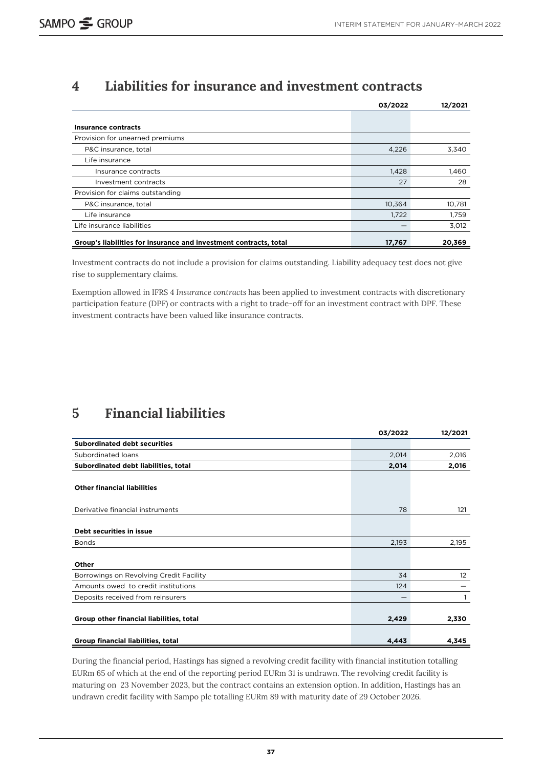## 4 Liabilities for insurance and investment contracts

| | 03/2022 | 12/2021 |
|---|---|---|
| **Insurance contracts** | | |
| Provision for unearned premiums | | |
| P&C insurance, total | 4,226 | 3,340 |
| Life insurance | | |
| Insurance contracts | 1,428 | 1,460 |
| Investment contracts | 27 | 28 |
| Provision for claims outstanding | | |
| P&C insurance, total | 10,364 | 10,781 |
| Life insurance | 1,722 | 1,759 |
| Life insurance liabilities | — | 3,012 |
| **Group's liabilities for insurance and investment contracts, total** | **17,767** | **20,369** |

Investment contracts do not include a provision for claims outstanding. Liability adequacy test does not give rise to supplementary claims.

Exemption allowed in IFRS 4 *Insurance contracts* has been applied to investment contracts with discretionary participation feature (DPF) or contracts with a right to trade-off for an investment contract with DPF. These investment contracts have been valued like insurance contracts.

## 5 Financial liabilities

| | 03/2022 | 12/2021 |
|---|---|---|
| **Subordinated debt securities** | | |
| Subordinated loans | 2,014 | 2,016 |
| **Subordinated debt liabilities, total** | **2,014** | **2,016** |
| **Other financial liabilities** | | |
| Derivative financial instruments | 78 | 121 |
| **Debt securities in issue** | | |
| Bonds | 2,193 | 2,195 |
| **Other** | | |
| Borrowings on Revolving Credit Facility | 34 | 12 |
| Amounts owed to credit institutions | 124 | — |
| Deposits received from reinsurers | — | 1 |
| **Group other financial liabilities, total** | **2,429** | **2,330** |
| **Group financial liabilities, total** | **4,443** | **4,345** |

During the financial period, Hastings has signed a revolving credit facility with financial institution totalling EURm 65 of which at the end of the reporting period EURm 31 is undrawn. The revolving credit facility is maturing on 23 November 2023, but the contract contains an extension option. In addition, Hastings has an undrawn credit facility with Sampo plc totalling EURm 89 with maturity date of 29 October 2026.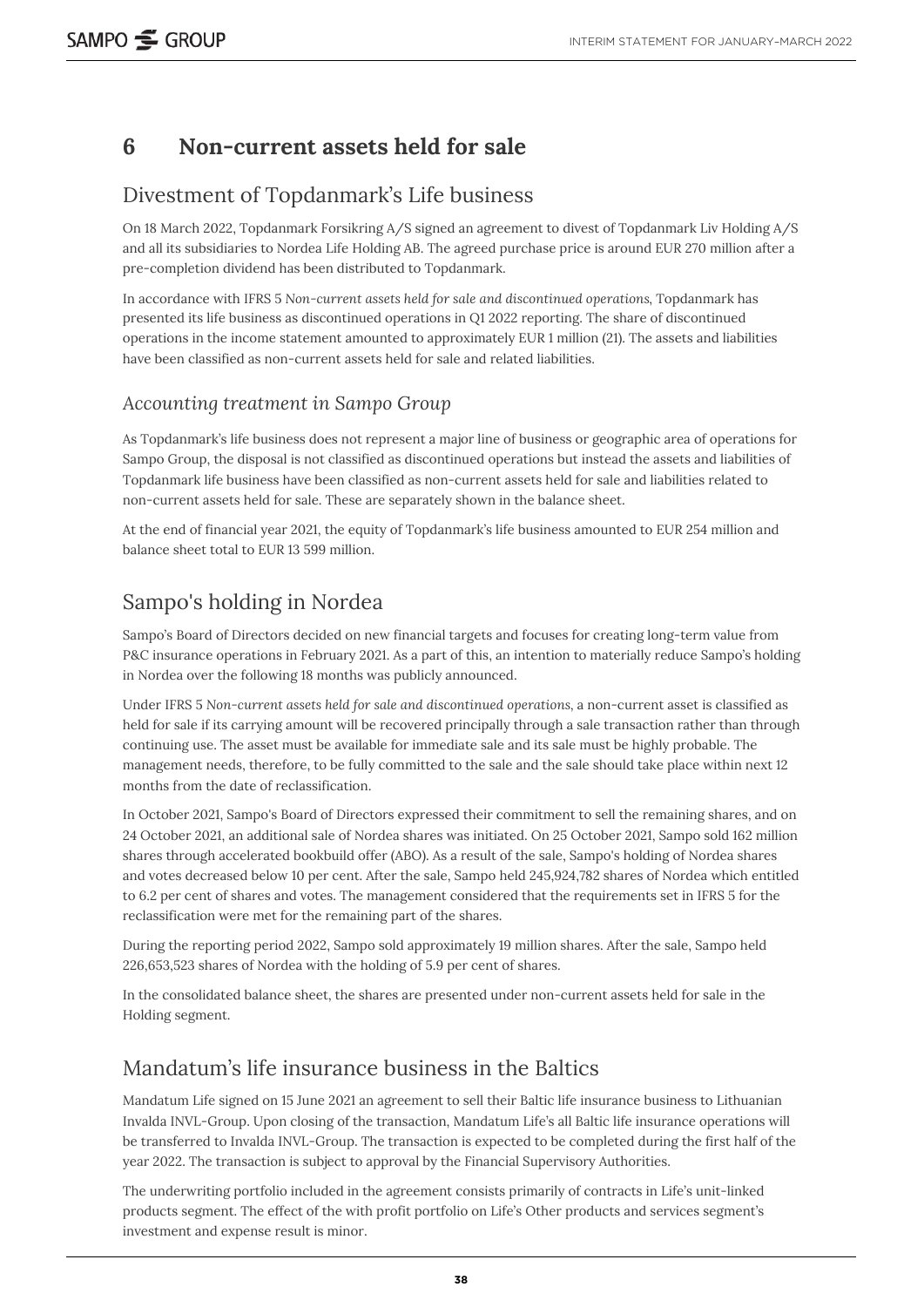## 6 Non-current assets held for sale

### Divestment of Topdanmark's Life business

On 18 March 2022, Topdanmark Forsikring A/S signed an agreement to divest of Topdanmark Liv Holding A/S and all its subsidiaries to Nordea Life Holding AB. The agreed purchase price is around EUR 270 million after a pre-completion dividend has been distributed to Topdanmark.

In accordance with IFRS 5 *Non-current assets held for sale and discontinued operations*, Topdanmark has presented its life business as discontinued operations in Q1 2022 reporting. The share of discontinued operations in the income statement amounted to approximately EUR 1 million (21). The assets and liabilities have been classified as non-current assets held for sale and related liabilities.

#### *Accounting treatment in Sampo Group*

As Topdanmark's life business does not represent a major line of business or geographic area of operations for Sampo Group, the disposal is not classified as discontinued operations but instead the assets and liabilities of Topdanmark life business have been classified as non-current assets held for sale and liabilities related to non-current assets held for sale. These are separately shown in the balance sheet.

At the end of financial year 2021, the equity of Topdanmark's life business amounted to EUR 254 million and balance sheet total to EUR 13 599 million.

### Sampo's holding in Nordea

Sampo's Board of Directors decided on new financial targets and focuses for creating long-term value from P&C insurance operations in February 2021. As a part of this, an intention to materially reduce Sampo's holding in Nordea over the following 18 months was publicly announced.

Under IFRS 5 *Non-current assets held for sale and discontinued operations*, a non-current asset is classified as held for sale if its carrying amount will be recovered principally through a sale transaction rather than through continuing use. The asset must be available for immediate sale and its sale must be highly probable. The management needs, therefore, to be fully committed to the sale and the sale should take place within next 12 months from the date of reclassification.

In October 2021, Sampo's Board of Directors expressed their commitment to sell the remaining shares, and on 24 October 2021, an additional sale of Nordea shares was initiated. On 25 October 2021, Sampo sold 162 million shares through accelerated bookbuild offer (ABO). As a result of the sale, Sampo's holding of Nordea shares and votes decreased below 10 per cent. After the sale, Sampo held 245,924,782 shares of Nordea which entitled to 6.2 per cent of shares and votes. The management considered that the requirements set in IFRS 5 for the reclassification were met for the remaining part of the shares.

During the reporting period 2022, Sampo sold approximately 19 million shares. After the sale, Sampo held 226,653,523 shares of Nordea with the holding of 5.9 per cent of shares.

In the consolidated balance sheet, the shares are presented under non-current assets held for sale in the Holding segment.

### Mandatum's life insurance business in the Baltics

Mandatum Life signed on 15 June 2021 an agreement to sell their Baltic life insurance business to Lithuanian Invalda INVL-Group. Upon closing of the transaction, Mandatum Life's all Baltic life insurance operations will be transferred to Invalda INVL-Group. The transaction is expected to be completed during the first half of the year 2022. The transaction is subject to approval by the Financial Supervisory Authorities.

The underwriting portfolio included in the agreement consists primarily of contracts in Life's unit-linked products segment. The effect of the with profit portfolio on Life's Other products and services segment's investment and expense result is minor.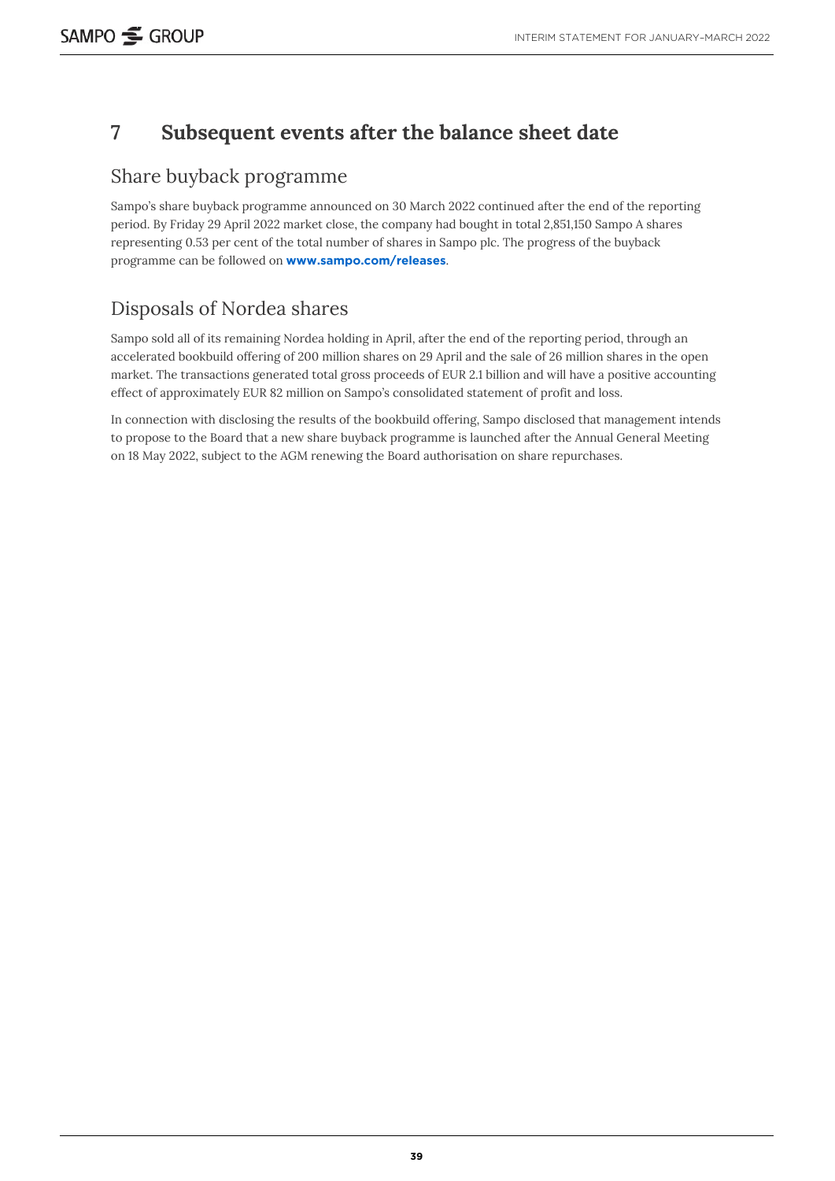# 7 Subsequent events after the balance sheet date

## Share buyback programme

Sampo's share buyback programme announced on 30 March 2022 continued after the end of the reporting period. By Friday 29 April 2022 market close, the company had bought in total 2,851,150 Sampo A shares representing 0.53 per cent of the total number of shares in Sampo plc. The progress of the buyback programme can be followed on **www.sampo.com/releases**.

## Disposals of Nordea shares

Sampo sold all of its remaining Nordea holding in April, after the end of the reporting period, through an accelerated bookbuild offering of 200 million shares on 29 April and the sale of 26 million shares in the open market. The transactions generated total gross proceeds of EUR 2.1 billion and will have a positive accounting effect of approximately EUR 82 million on Sampo's consolidated statement of profit and loss.

In connection with disclosing the results of the bookbuild offering, Sampo disclosed that management intends to propose to the Board that a new share buyback programme is launched after the Annual General Meeting on 18 May 2022, subject to the AGM renewing the Board authorisation on share repurchases.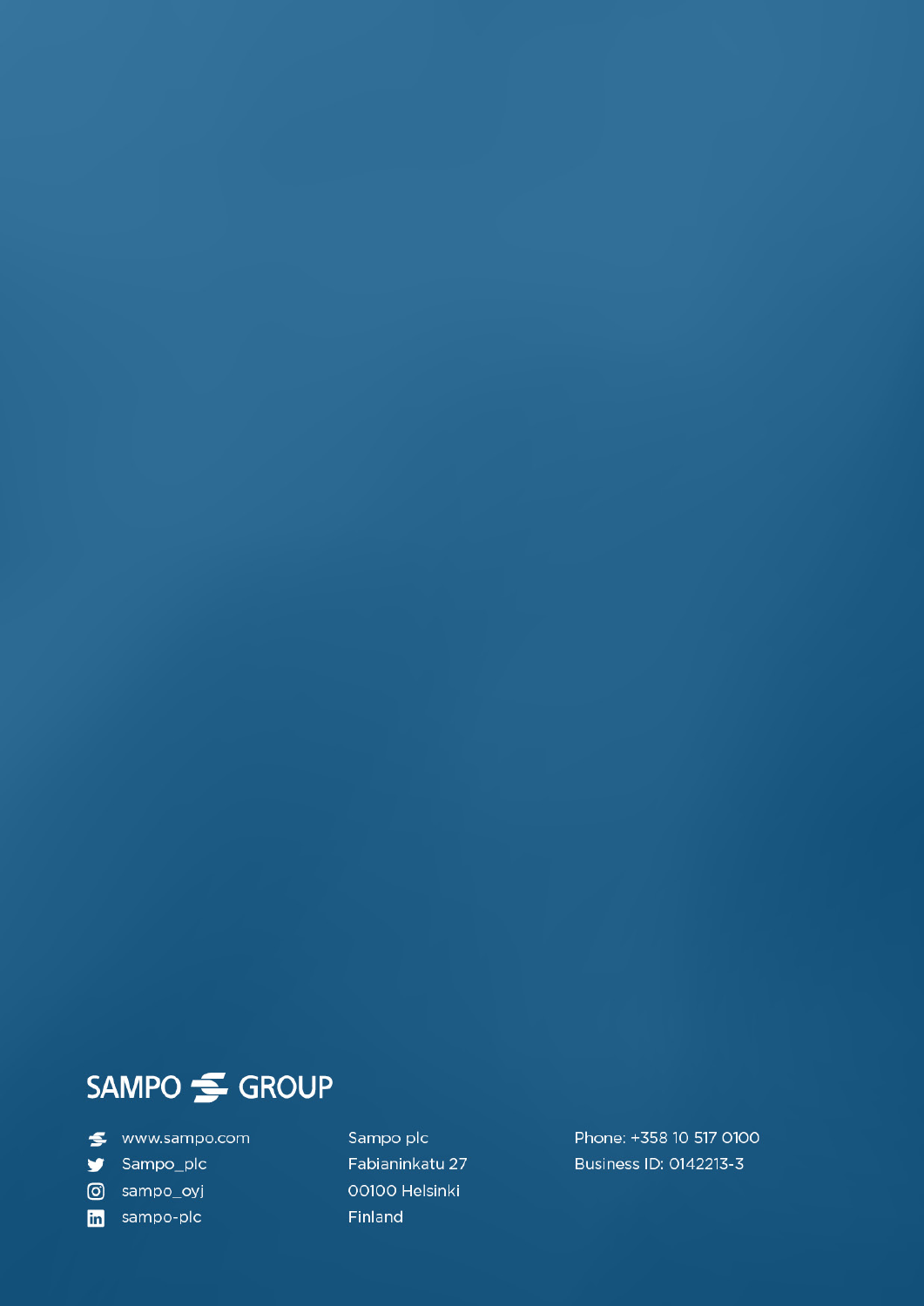SAMPO GROUP

www.sampo.com
Sampo_plc
sampo_oyj
sampo-plc

Sampo plc
Fabianinkatu 27
00100 Helsinki
Finland

Phone: +358 10 517 0100
Business ID: 0142213-3